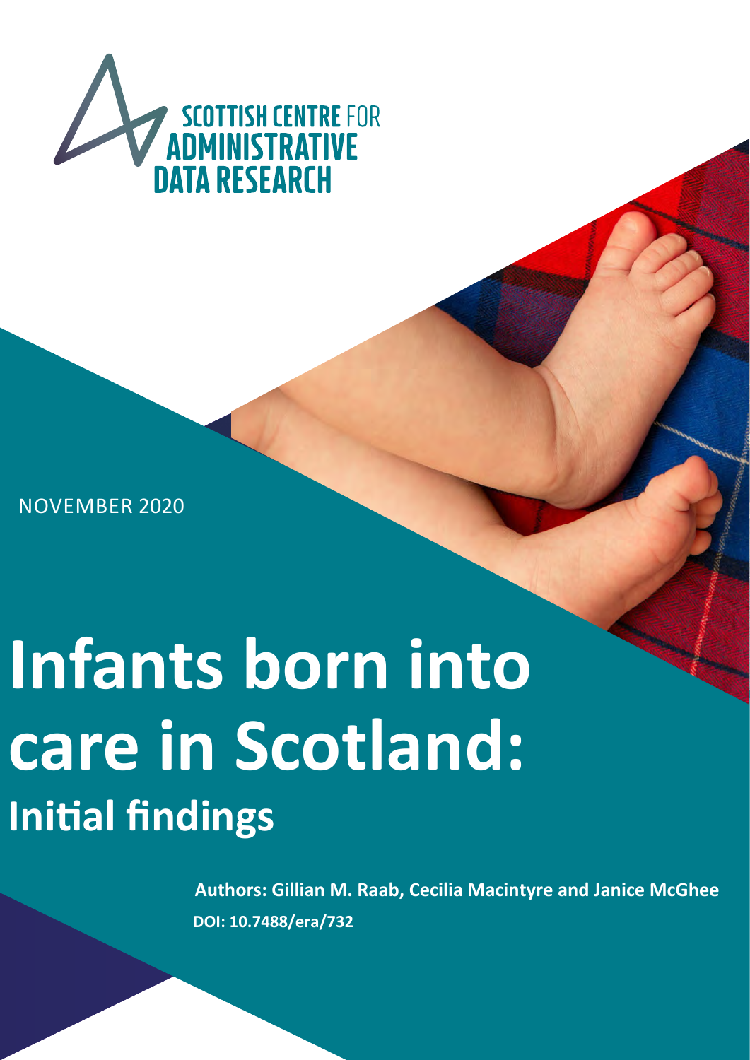SCOTTISH CENTRE FOR ADMINISTRATIVE DATA RESEARCH

NOVEMBER 2020

# Infants born into care in Scotland:

## Initial findings

**Authors: Gillian M. Raab, Cecilia Macintyre and Janice McGhee**

**DOI: 10.7488/era/732**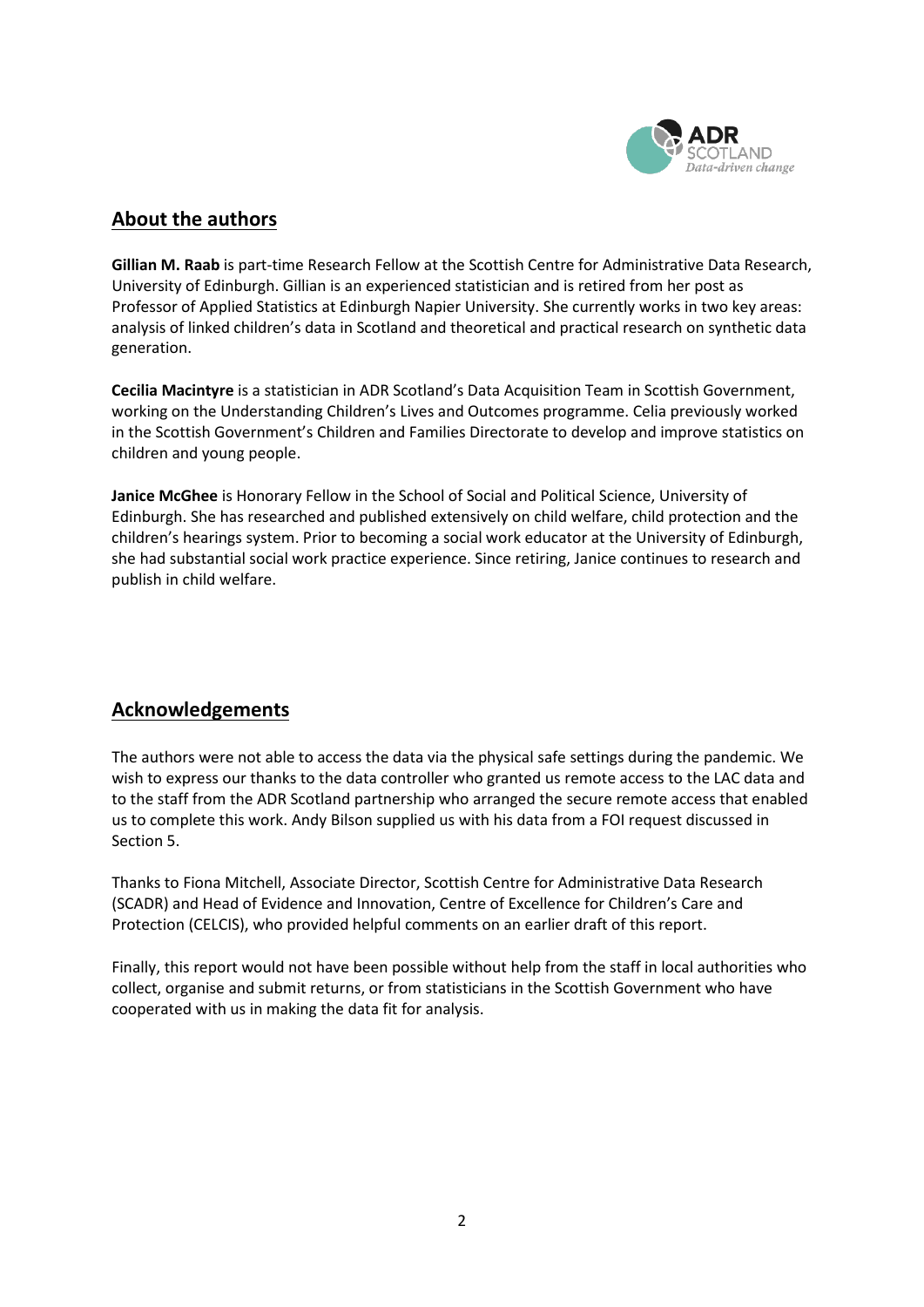## About the authors

**Gillian M. Raab** is part-time Research Fellow at the Scottish Centre for Administrative Data Research, University of Edinburgh. Gillian is an experienced statistician and is retired from her post as Professor of Applied Statistics at Edinburgh Napier University. She currently works in two key areas: analysis of linked children's data in Scotland and theoretical and practical research on synthetic data generation.

**Cecilia Macintyre** is a statistician in ADR Scotland's Data Acquisition Team in Scottish Government, working on the Understanding Children's Lives and Outcomes programme. Celia previously worked in the Scottish Government's Children and Families Directorate to develop and improve statistics on children and young people.

**Janice McGhee** is Honorary Fellow in the School of Social and Political Science, University of Edinburgh. She has researched and published extensively on child welfare, child protection and the children's hearings system. Prior to becoming a social work educator at the University of Edinburgh, she had substantial social work practice experience. Since retiring, Janice continues to research and publish in child welfare.

## Acknowledgements

The authors were not able to access the data via the physical safe settings during the pandemic. We wish to express our thanks to the data controller who granted us remote access to the LAC data and to the staff from the ADR Scotland partnership who arranged the secure remote access that enabled us to complete this work. Andy Bilson supplied us with his data from a FOI request discussed in Section 5.

Thanks to Fiona Mitchell, Associate Director, Scottish Centre for Administrative Data Research (SCADR) and Head of Evidence and Innovation, Centre of Excellence for Children's Care and Protection (CELCIS), who provided helpful comments on an earlier draft of this report.

Finally, this report would not have been possible without help from the staff in local authorities who collect, organise and submit returns, or from statisticians in the Scottish Government who have cooperated with us in making the data fit for analysis.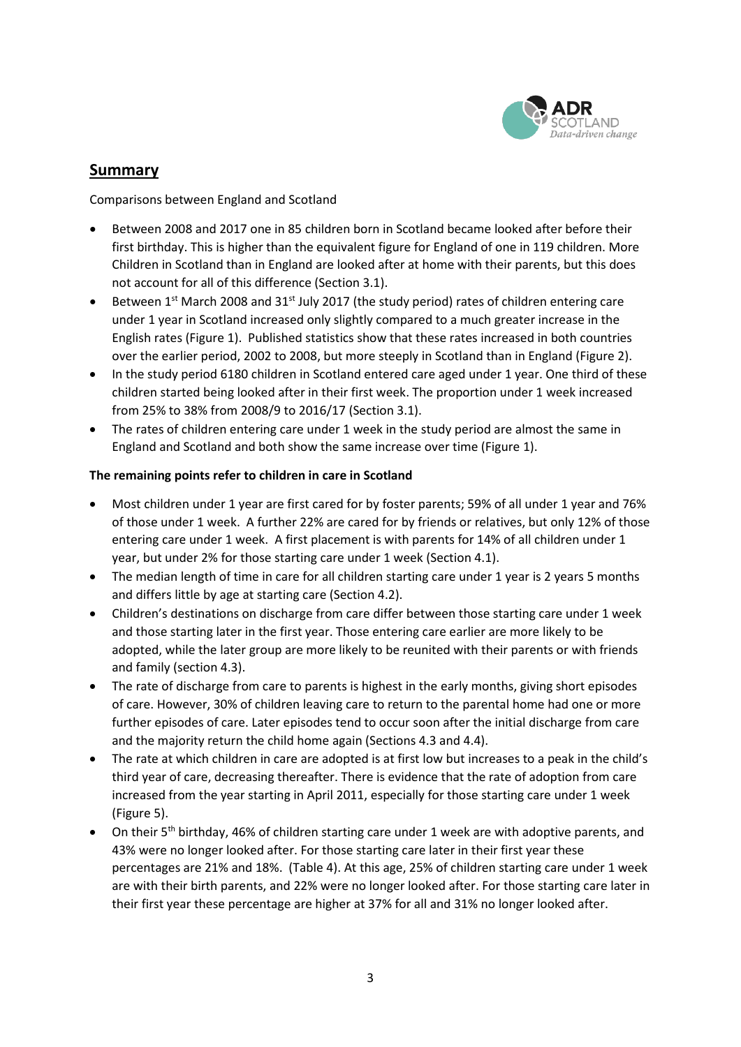## Summary

Comparisons between England and Scotland

- Between 2008 and 2017 one in 85 children born in Scotland became looked after before their first birthday. This is higher than the equivalent figure for England of one in 119 children. More Children in Scotland than in England are looked after at home with their parents, but this does not account for all of this difference (Section 3.1).
- Between 1st March 2008 and 31st July 2017 (the study period) rates of children entering care under 1 year in Scotland increased only slightly compared to a much greater increase in the English rates (Figure 1). Published statistics show that these rates increased in both countries over the earlier period, 2002 to 2008, but more steeply in Scotland than in England (Figure 2).
- In the study period 6180 children in Scotland entered care aged under 1 year. One third of these children started being looked after in their first week. The proportion under 1 week increased from 25% to 38% from 2008/9 to 2016/17 (Section 3.1).
- The rates of children entering care under 1 week in the study period are almost the same in England and Scotland and both show the same increase over time (Figure 1).

**The remaining points refer to children in care in Scotland**

- Most children under 1 year are first cared for by foster parents; 59% of all under 1 year and 76% of those under 1 week. A further 22% are cared for by friends or relatives, but only 12% of those entering care under 1 week. A first placement is with parents for 14% of all children under 1 year, but under 2% for those starting care under 1 week (Section 4.1).
- The median length of time in care for all children starting care under 1 year is 2 years 5 months and differs little by age at starting care (Section 4.2).
- Children's destinations on discharge from care differ between those starting care under 1 week and those starting later in the first year. Those entering care earlier are more likely to be adopted, while the later group are more likely to be reunited with their parents or with friends and family (section 4.3).
- The rate of discharge from care to parents is highest in the early months, giving short episodes of care. However, 30% of children leaving care to return to the parental home had one or more further episodes of care. Later episodes tend to occur soon after the initial discharge from care and the majority return the child home again (Sections 4.3 and 4.4).
- The rate at which children in care are adopted is at first low but increases to a peak in the child's third year of care, decreasing thereafter. There is evidence that the rate of adoption from care increased from the year starting in April 2011, especially for those starting care under 1 week (Figure 5).
- On their 5th birthday, 46% of children starting care under 1 week are with adoptive parents, and 43% were no longer looked after. For those starting care later in their first year these percentages are 21% and 18%. (Table 4). At this age, 25% of children starting care under 1 week are with their birth parents, and 22% were no longer looked after. For those starting care later in their first year these percentage are higher at 37% for all and 31% no longer looked after.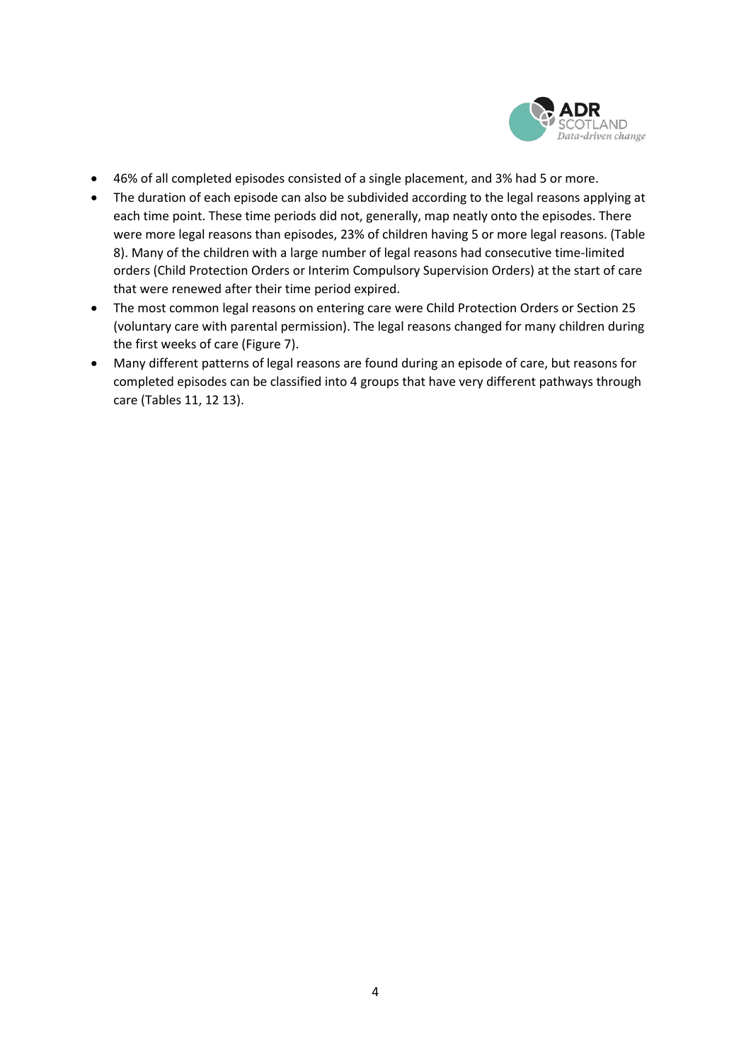- 46% of all completed episodes consisted of a single placement, and 3% had 5 or more.
- The duration of each episode can also be subdivided according to the legal reasons applying at each time point. These time periods did not, generally, map neatly onto the episodes. There were more legal reasons than episodes, 23% of children having 5 or more legal reasons. (Table 8). Many of the children with a large number of legal reasons had consecutive time-limited orders (Child Protection Orders or Interim Compulsory Supervision Orders) at the start of care that were renewed after their time period expired.
- The most common legal reasons on entering care were Child Protection Orders or Section 25 (voluntary care with parental permission). The legal reasons changed for many children during the first weeks of care (Figure 7).
- Many different patterns of legal reasons are found during an episode of care, but reasons for completed episodes can be classified into 4 groups that have very different pathways through care (Tables 11, 12 13).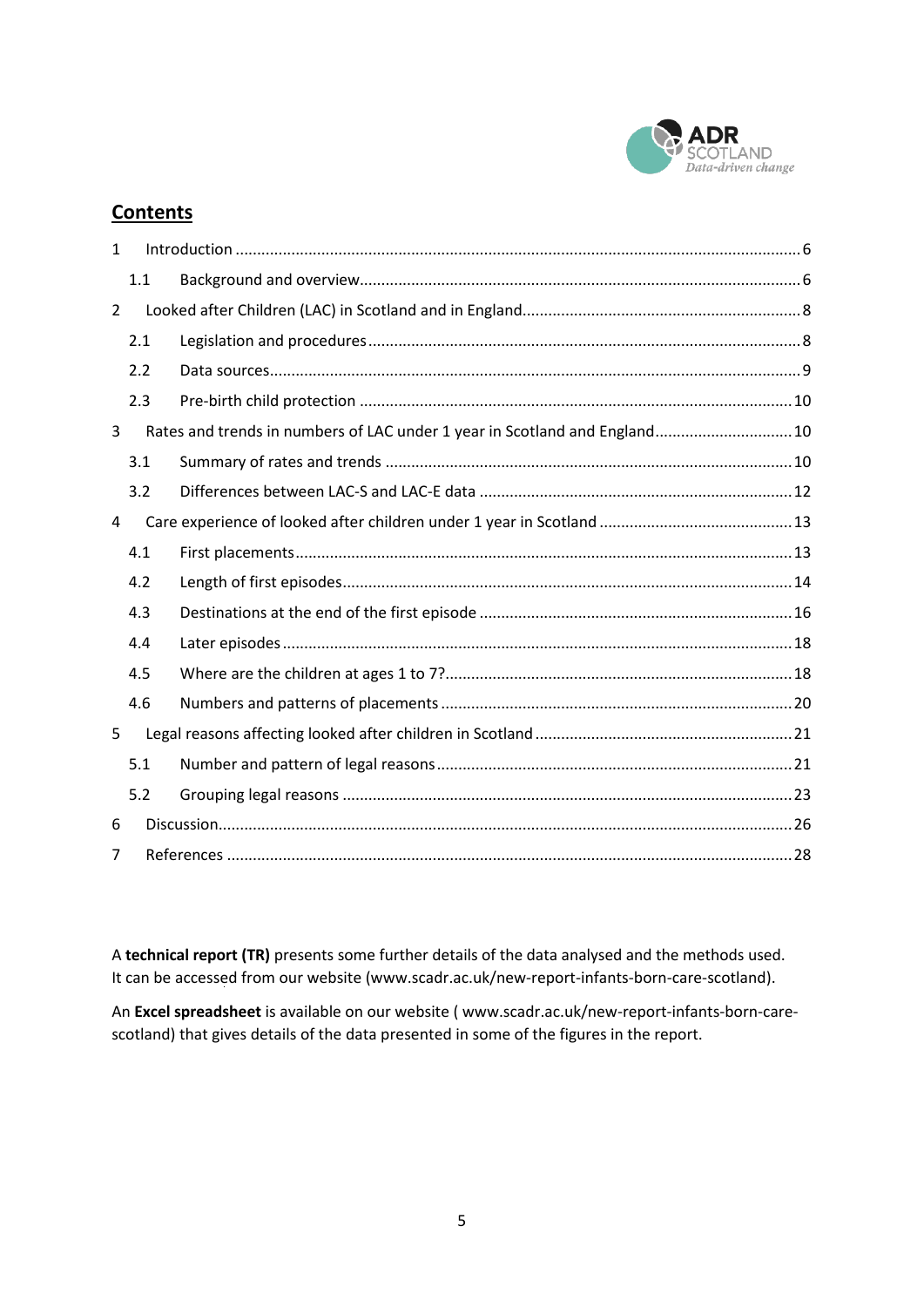## Contents

1 Introduction .......... 6

 1.1 Background and overview .......... 6

2 Looked after Children (LAC) in Scotland and in England .......... 8

 2.1 Legislation and procedures .......... 8

 2.2 Data sources .......... 9

 2.3 Pre-birth child protection .......... 10

3 Rates and trends in numbers of LAC under 1 year in Scotland and England .......... 10

 3.1 Summary of rates and trends .......... 10

 3.2 Differences between LAC-S and LAC-E data .......... 12

4 Care experience of looked after children under 1 year in Scotland .......... 13

 4.1 First placements .......... 13

 4.2 Length of first episodes .......... 14

 4.3 Destinations at the end of the first episode .......... 16

 4.4 Later episodes .......... 18

 4.5 Where are the children at ages 1 to 7? .......... 18

 4.6 Numbers and patterns of placements .......... 20

5 Legal reasons affecting looked after children in Scotland .......... 21

 5.1 Number and pattern of legal reasons .......... 21

 5.2 Grouping legal reasons .......... 23

6 Discussion .......... 26

7 References .......... 28

A **technical report (TR)** presents some further details of the data analysed and the methods used. It can be accessed from our website (www.scadr.ac.uk/new-report-infants-born-care-scotland).

An **Excel spreadsheet** is available on our website ( www.scadr.ac.uk/new-report-infants-born-care-scotland) that gives details of the data presented in some of the figures in the report.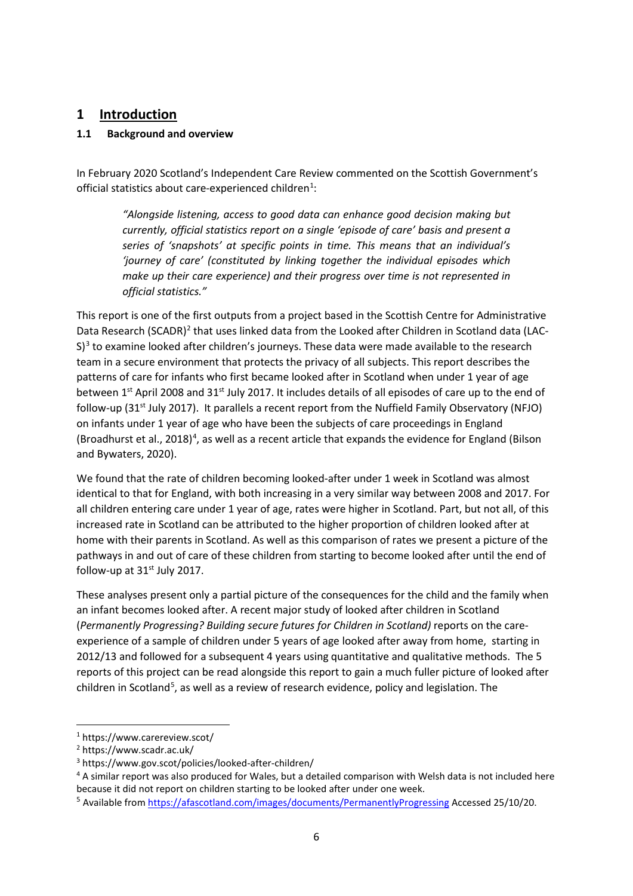# 1 Introduction

## 1.1 Background and overview

In February 2020 Scotland's Independent Care Review commented on the Scottish Government's official statistics about care-experienced children[1]:

> *"Alongside listening, access to good data can enhance good decision making but currently, official statistics report on a single 'episode of care' basis and present a series of 'snapshots' at specific points in time. This means that an individual's 'journey of care' (constituted by linking together the individual episodes which make up their care experience) and their progress over time is not represented in official statistics."*

This report is one of the first outputs from a project based in the Scottish Centre for Administrative Data Research (SCADR)[2] that uses linked data from the Looked after Children in Scotland data (LAC-S)[3] to examine looked after children's journeys. These data were made available to the research team in a secure environment that protects the privacy of all subjects. This report describes the patterns of care for infants who first became looked after in Scotland when under 1 year of age between 1st April 2008 and 31st July 2017. It includes details of all episodes of care up to the end of follow-up (31st July 2017). It parallels a recent report from the Nuffield Family Observatory (NFJO) on infants under 1 year of age who have been the subjects of care proceedings in England (Broadhurst et al., 2018)[4], as well as a recent article that expands the evidence for England (Bilson and Bywaters, 2020).

We found that the rate of children becoming looked-after under 1 week in Scotland was almost identical to that for England, with both increasing in a very similar way between 2008 and 2017. For all children entering care under 1 year of age, rates were higher in Scotland. Part, but not all, of this increased rate in Scotland can be attributed to the higher proportion of children looked after at home with their parents in Scotland. As well as this comparison of rates we present a picture of the pathways in and out of care of these children from starting to become looked after until the end of follow-up at 31st July 2017.

These analyses present only a partial picture of the consequences for the child and the family when an infant becomes looked after. A recent major study of looked after children in Scotland (*Permanently Progressing? Building secure futures for Children in Scotland)* reports on the care-experience of a sample of children under 5 years of age looked after away from home, starting in 2012/13 and followed for a subsequent 4 years using quantitative and qualitative methods. The 5 reports of this project can be read alongside this report to gain a much fuller picture of looked after children in Scotland[5], as well as a review of research evidence, policy and legislation. The

---

[1] https://www.carereview.scot/

[2] https://www.scadr.ac.uk/

[3] https://www.gov.scot/policies/looked-after-children/

[4] A similar report was also produced for Wales, but a detailed comparison with Welsh data is not included here because it did not report on children starting to be looked after under one week.

[5] Available from https://afascotland.com/images/documents/PermanentlyProgressing Accessed 25/10/20.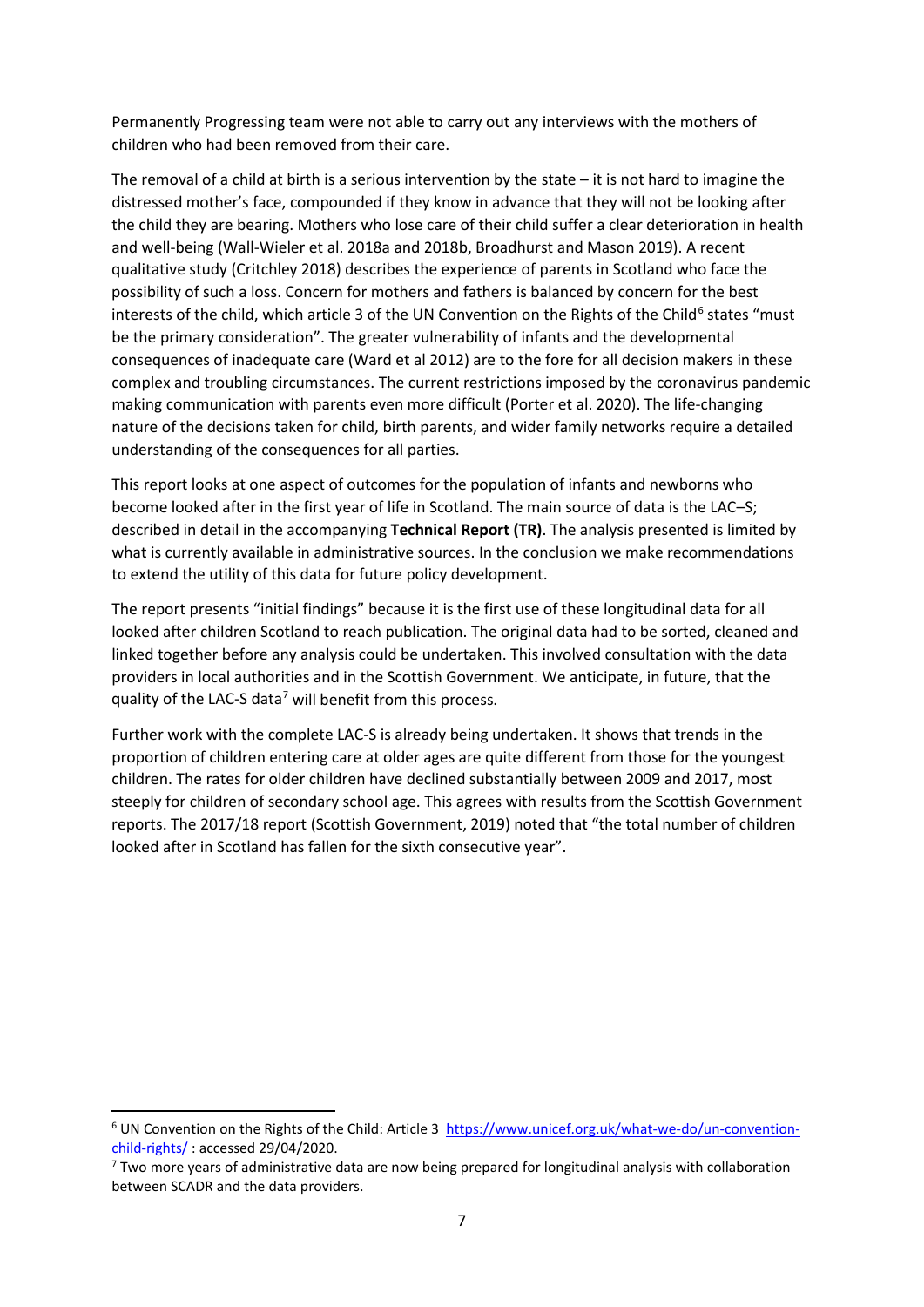Permanently Progressing team were not able to carry out any interviews with the mothers of children who had been removed from their care.

The removal of a child at birth is a serious intervention by the state – it is not hard to imagine the distressed mother's face, compounded if they know in advance that they will not be looking after the child they are bearing. Mothers who lose care of their child suffer a clear deterioration in health and well-being (Wall-Wieler et al. 2018a and 2018b, Broadhurst and Mason 2019). A recent qualitative study (Critchley 2018) describes the experience of parents in Scotland who face the possibility of such a loss. Concern for mothers and fathers is balanced by concern for the best interests of the child, which article 3 of the UN Convention on the Rights of the Child[6] states "must be the primary consideration". The greater vulnerability of infants and the developmental consequences of inadequate care (Ward et al 2012) are to the fore for all decision makers in these complex and troubling circumstances. The current restrictions imposed by the coronavirus pandemic making communication with parents even more difficult (Porter et al. 2020). The life-changing nature of the decisions taken for child, birth parents, and wider family networks require a detailed understanding of the consequences for all parties.

This report looks at one aspect of outcomes for the population of infants and newborns who become looked after in the first year of life in Scotland. The main source of data is the LAC–S; described in detail in the accompanying **Technical Report (TR)**. The analysis presented is limited by what is currently available in administrative sources. In the conclusion we make recommendations to extend the utility of this data for future policy development.

The report presents "initial findings" because it is the first use of these longitudinal data for all looked after children Scotland to reach publication. The original data had to be sorted, cleaned and linked together before any analysis could be undertaken. This involved consultation with the data providers in local authorities and in the Scottish Government. We anticipate, in future, that the quality of the LAC-S data[7] will benefit from this process.

Further work with the complete LAC-S is already being undertaken. It shows that trends in the proportion of children entering care at older ages are quite different from those for the youngest children. The rates for older children have declined substantially between 2009 and 2017, most steeply for children of secondary school age. This agrees with results from the Scottish Government reports. The 2017/18 report (Scottish Government, 2019) noted that "the total number of children looked after in Scotland has fallen for the sixth consecutive year".

---

[6] UN Convention on the Rights of the Child: Article 3 https://www.unicef.org.uk/what-we-do/un-convention-child-rights/ : accessed 29/04/2020.

[7] Two more years of administrative data are now being prepared for longitudinal analysis with collaboration between SCADR and the data providers.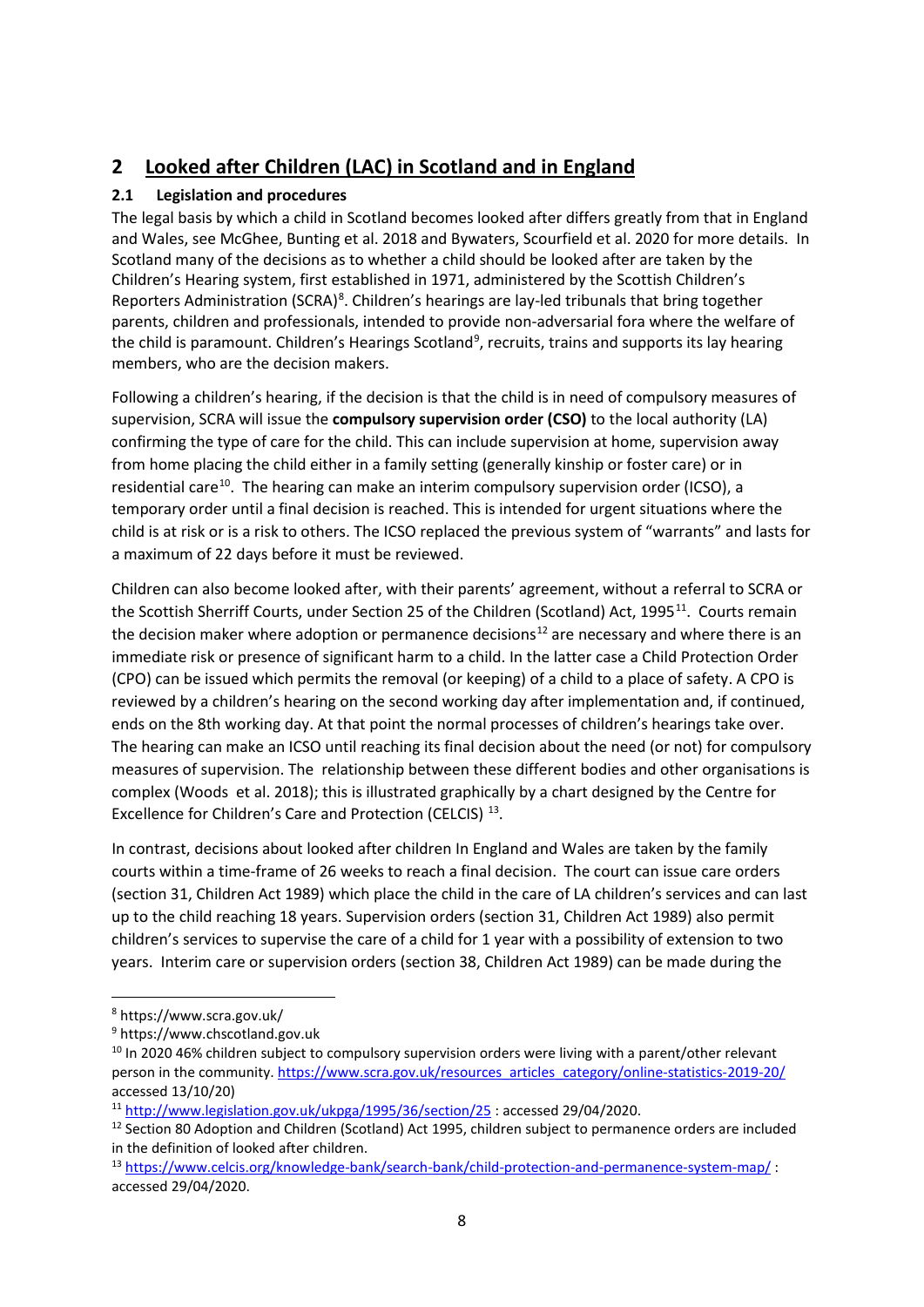## 2 Looked after Children (LAC) in Scotland and in England

### 2.1 Legislation and procedures

The legal basis by which a child in Scotland becomes looked after differs greatly from that in England and Wales, see McGhee, Bunting et al. 2018 and Bywaters, Scourfield et al. 2020 for more details. In Scotland many of the decisions as to whether a child should be looked after are taken by the Children's Hearing system, first established in 1971, administered by the Scottish Children's Reporters Administration (SCRA)[8]. Children's hearings are lay-led tribunals that bring together parents, children and professionals, intended to provide non-adversarial fora where the welfare of the child is paramount. Children's Hearings Scotland[9], recruits, trains and supports its lay hearing members, who are the decision makers.

Following a children's hearing, if the decision is that the child is in need of compulsory measures of supervision, SCRA will issue the **compulsory supervision order (CSO)** to the local authority (LA) confirming the type of care for the child. This can include supervision at home, supervision away from home placing the child either in a family setting (generally kinship or foster care) or in residential care[10]. The hearing can make an interim compulsory supervision order (ICSO), a temporary order until a final decision is reached. This is intended for urgent situations where the child is at risk or is a risk to others. The ICSO replaced the previous system of "warrants" and lasts for a maximum of 22 days before it must be reviewed.

Children can also become looked after, with their parents' agreement, without a referral to SCRA or the Scottish Sherriff Courts, under Section 25 of the Children (Scotland) Act, 1995[11]. Courts remain the decision maker where adoption or permanence decisions[12] are necessary and where there is an immediate risk or presence of significant harm to a child. In the latter case a Child Protection Order (CPO) can be issued which permits the removal (or keeping) of a child to a place of safety. A CPO is reviewed by a children's hearing on the second working day after implementation and, if continued, ends on the 8th working day. At that point the normal processes of children's hearings take over. The hearing can make an ICSO until reaching its final decision about the need (or not) for compulsory measures of supervision. The relationship between these different bodies and other organisations is complex (Woods et al. 2018); this is illustrated graphically by a chart designed by the Centre for Excellence for Children's Care and Protection (CELCIS)[13].

In contrast, decisions about looked after children In England and Wales are taken by the family courts within a time-frame of 26 weeks to reach a final decision. The court can issue care orders (section 31, Children Act 1989) which place the child in the care of LA children's services and can last up to the child reaching 18 years. Supervision orders (section 31, Children Act 1989) also permit children's services to supervise the care of a child for 1 year with a possibility of extension to two years. Interim care or supervision orders (section 38, Children Act 1989) can be made during the

---

[8] https://www.scra.gov.uk/

[9] https://www.chscotland.gov.uk

[10] In 2020 46% children subject to compulsory supervision orders were living with a parent/other relevant person in the community. https://www.scra.gov.uk/resources_articles_category/online-statistics-2019-20/ accessed 13/10/20)

[11] http://www.legislation.gov.uk/ukpga/1995/36/section/25 : accessed 29/04/2020.

[12] Section 80 Adoption and Children (Scotland) Act 1995, children subject to permanence orders are included in the definition of looked after children.

[13] https://www.celcis.org/knowledge-bank/search-bank/child-protection-and-permanence-system-map/ : accessed 29/04/2020.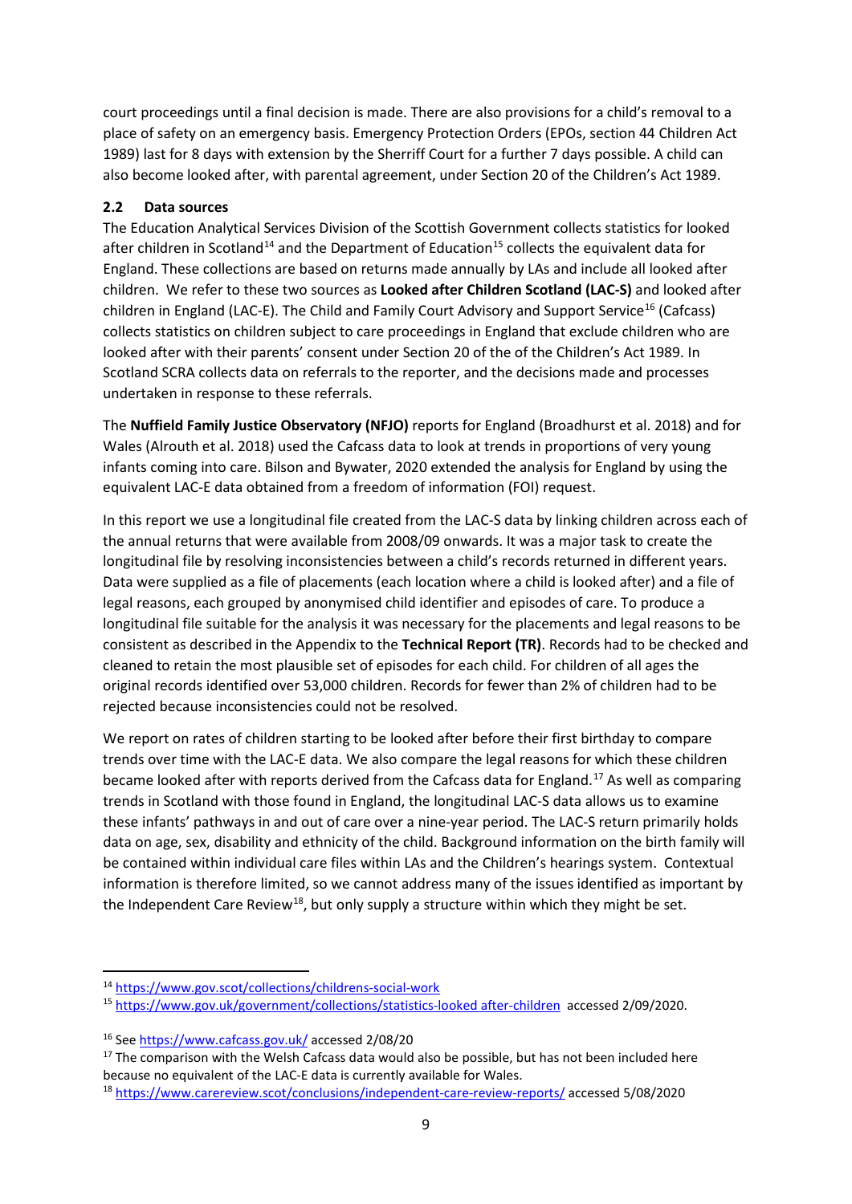court proceedings until a final decision is made. There are also provisions for a child's removal to a place of safety on an emergency basis. Emergency Protection Orders (EPOs, section 44 Children Act 1989) last for 8 days with extension by the Sherriff Court for a further 7 days possible. A child can also become looked after, with parental agreement, under Section 20 of the Children's Act 1989.

### 2.2 Data sources

The Education Analytical Services Division of the Scottish Government collects statistics for looked after children in Scotland[14] and the Department of Education[15] collects the equivalent data for England. These collections are based on returns made annually by LAs and include all looked after children. We refer to these two sources as **Looked after Children Scotland (LAC-S)** and looked after children in England (LAC-E). The Child and Family Court Advisory and Support Service[16] (Cafcass) collects statistics on children subject to care proceedings in England that exclude children who are looked after with their parents' consent under Section 20 of the of the Children's Act 1989. In Scotland SCRA collects data on referrals to the reporter, and the decisions made and processes undertaken in response to these referrals.

The **Nuffield Family Justice Observatory (NFJO)** reports for England (Broadhurst et al. 2018) and for Wales (Alrouth et al. 2018) used the Cafcass data to look at trends in proportions of very young infants coming into care. Bilson and Bywater, 2020 extended the analysis for England by using the equivalent LAC-E data obtained from a freedom of information (FOI) request.

In this report we use a longitudinal file created from the LAC-S data by linking children across each of the annual returns that were available from 2008/09 onwards. It was a major task to create the longitudinal file by resolving inconsistencies between a child's records returned in different years. Data were supplied as a file of placements (each location where a child is looked after) and a file of legal reasons, each grouped by anonymised child identifier and episodes of care. To produce a longitudinal file suitable for the analysis it was necessary for the placements and legal reasons to be consistent as described in the Appendix to the **Technical Report (TR)**. Records had to be checked and cleaned to retain the most plausible set of episodes for each child. For children of all ages the original records identified over 53,000 children. Records for fewer than 2% of children had to be rejected because inconsistencies could not be resolved.

We report on rates of children starting to be looked after before their first birthday to compare trends over time with the LAC-E data. We also compare the legal reasons for which these children became looked after with reports derived from the Cafcass data for England.[17] As well as comparing trends in Scotland with those found in England, the longitudinal LAC-S data allows us to examine these infants' pathways in and out of care over a nine-year period. The LAC-S return primarily holds data on age, sex, disability and ethnicity of the child. Background information on the birth family will be contained within individual care files within LAs and the Children's hearings system. Contextual information is therefore limited, so we cannot address many of the issues identified as important by the Independent Care Review[18], but only supply a structure within which they might be set.

---

[14] https://www.gov.scot/collections/childrens-social-work

[15] https://www.gov.uk/government/collections/statistics-looked after-children accessed 2/09/2020.

[16] See https://www.cafcass.gov.uk/ accessed 2/08/20

[17] The comparison with the Welsh Cafcass data would also be possible, but has not been included here because no equivalent of the LAC-E data is currently available for Wales.

[18] https://www.carereview.scot/conclusions/independent-care-review-reports/ accessed 5/08/2020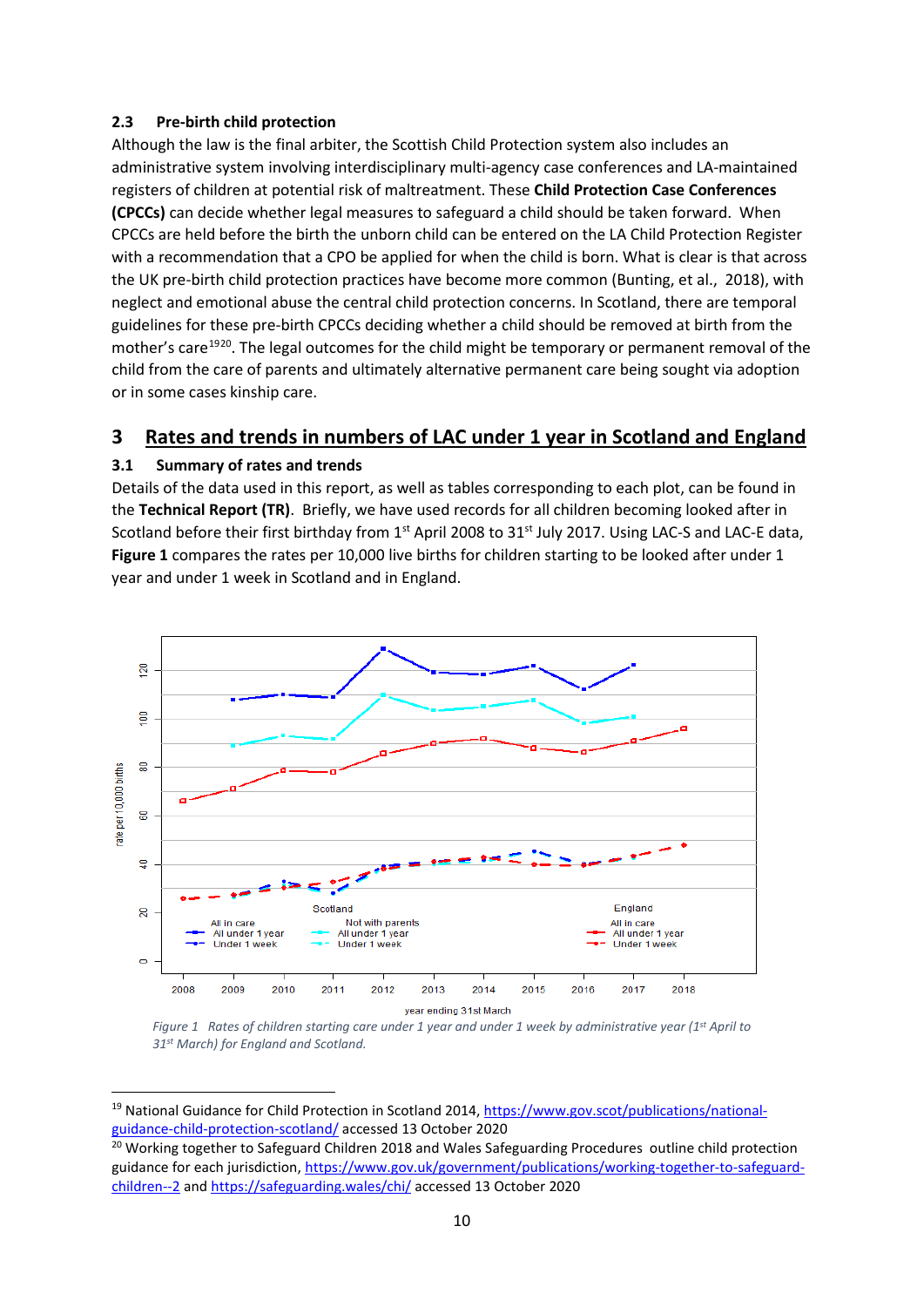### 2.3 Pre-birth child protection

Although the law is the final arbiter, the Scottish Child Protection system also includes an administrative system involving interdisciplinary multi-agency case conferences and LA-maintained registers of children at potential risk of maltreatment. These **Child Protection Case Conferences (CPCCs)** can decide whether legal measures to safeguard a child should be taken forward. When CPCCs are held before the birth the unborn child can be entered on the LA Child Protection Register with a recommendation that a CPO be applied for when the child is born. What is clear is that across the UK pre-birth child protection practices have become more common (Bunting, et al., 2018), with neglect and emotional abuse the central child protection concerns. In Scotland, there are temporal guidelines for these pre-birth CPCCs deciding whether a child should be removed at birth from the mother's care[19][20]. The legal outcomes for the child might be temporary or permanent removal of the child from the care of parents and ultimately alternative permanent care being sought via adoption or in some cases kinship care.

## 3 Rates and trends in numbers of LAC under 1 year in Scotland and England

### 3.1 Summary of rates and trends

Details of the data used in this report, as well as tables corresponding to each plot, can be found in the **Technical Report (TR)**. Briefly, we have used records for all children becoming looked after in Scotland before their first birthday from 1st April 2008 to 31st July 2017. Using LAC-S and LAC-E data, **Figure 1** compares the rates per 10,000 live births for children starting to be looked after under 1 year and under 1 week in Scotland and in England.

*Figure 1 Rates of children starting care under 1 year and under 1 week by administrative year (1st April to 31st March) for England and Scotland.*

---

[19] National Guidance for Child Protection in Scotland 2014, https://www.gov.scot/publications/national-guidance-child-protection-scotland/ accessed 13 October 2020

[20] Working together to Safeguard Children 2018 and Wales Safeguarding Procedures outline child protection guidance for each jurisdiction, https://www.gov.uk/government/publications/working-together-to-safeguard-children--2 and https://safeguarding.wales/chi/ accessed 13 October 2020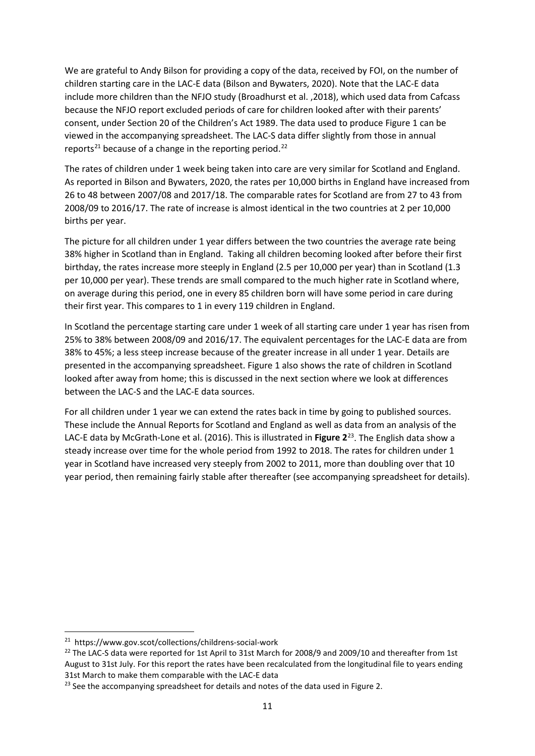We are grateful to Andy Bilson for providing a copy of the data, received by FOI, on the number of children starting care in the LAC-E data (Bilson and Bywaters, 2020). Note that the LAC-E data include more children than the NFJO study (Broadhurst et al. ,2018), which used data from Cafcass because the NFJO report excluded periods of care for children looked after with their parents' consent, under Section 20 of the Children's Act 1989. The data used to produce Figure 1 can be viewed in the accompanying spreadsheet. The LAC-S data differ slightly from those in annual reports[21] because of a change in the reporting period.[22]

The rates of children under 1 week being taken into care are very similar for Scotland and England. As reported in Bilson and Bywaters, 2020, the rates per 10,000 births in England have increased from 26 to 48 between 2007/08 and 2017/18. The comparable rates for Scotland are from 27 to 43 from 2008/09 to 2016/17. The rate of increase is almost identical in the two countries at 2 per 10,000 births per year.

The picture for all children under 1 year differs between the two countries the average rate being 38% higher in Scotland than in England. Taking all children becoming looked after before their first birthday, the rates increase more steeply in England (2.5 per 10,000 per year) than in Scotland (1.3 per 10,000 per year). These trends are small compared to the much higher rate in Scotland where, on average during this period, one in every 85 children born will have some period in care during their first year. This compares to 1 in every 119 children in England.

In Scotland the percentage starting care under 1 week of all starting care under 1 year has risen from 25% to 38% between 2008/09 and 2016/17. The equivalent percentages for the LAC-E data are from 38% to 45%; a less steep increase because of the greater increase in all under 1 year. Details are presented in the accompanying spreadsheet. Figure 1 also shows the rate of children in Scotland looked after away from home; this is discussed in the next section where we look at differences between the LAC-S and the LAC-E data sources.

For all children under 1 year we can extend the rates back in time by going to published sources. These include the Annual Reports for Scotland and England as well as data from an analysis of the LAC-E data by McGrath-Lone et al. (2016). This is illustrated in **Figure 2**[23]. The English data show a steady increase over time for the whole period from 1992 to 2018. The rates for children under 1 year in Scotland have increased very steeply from 2002 to 2011, more than doubling over that 10 year period, then remaining fairly stable after thereafter (see accompanying spreadsheet for details).

---

[21] https://www.gov.scot/collections/childrens-social-work

[22] The LAC-S data were reported for 1st April to 31st March for 2008/9 and 2009/10 and thereafter from 1st August to 31st July. For this report the rates have been recalculated from the longitudinal file to years ending 31st March to make them comparable with the LAC-E data

[23] See the accompanying spreadsheet for details and notes of the data used in Figure 2.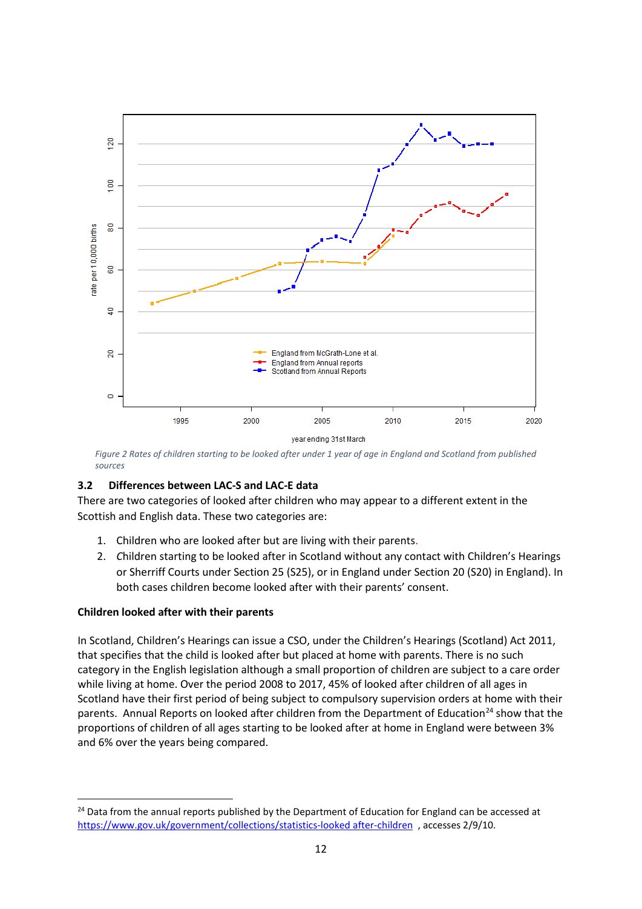Figure 2 Rates of children starting to be looked after under 1 year of age in England and Scotland from published sources

### 3.2 Differences between LAC-S and LAC-E data

There are two categories of looked after children who may appear to a different extent in the Scottish and English data. These two categories are:

1. Children who are looked after but are living with their parents.
2. Children starting to be looked after in Scotland without any contact with Children's Hearings or Sherriff Courts under Section 25 (S25), or in England under Section 20 (S20) in England). In both cases children become looked after with their parents' consent.

**Children looked after with their parents**

In Scotland, Children's Hearings can issue a CSO, under the Children's Hearings (Scotland) Act 2011, that specifies that the child is looked after but placed at home with parents. There is no such category in the English legislation although a small proportion of children are subject to a care order while living at home. Over the period 2008 to 2017, 45% of looked after children of all ages in Scotland have their first period of being subject to compulsory supervision orders at home with their parents. Annual Reports on looked after children from the Department of Education[24] show that the proportions of children of all ages starting to be looked after at home in England were between 3% and 6% over the years being compared.

[24] Data from the annual reports published by the Department of Education for England can be accessed at https://www.gov.uk/government/collections/statistics-looked after-children , accesses 2/9/10.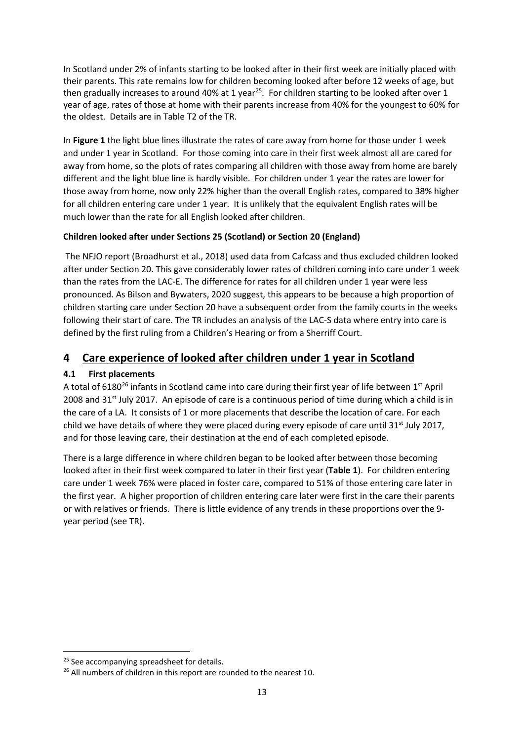In Scotland under 2% of infants starting to be looked after in their first week are initially placed with their parents. This rate remains low for children becoming looked after before 12 weeks of age, but then gradually increases to around 40% at 1 year[25]. For children starting to be looked after over 1 year of age, rates of those at home with their parents increase from 40% for the youngest to 60% for the oldest. Details are in Table T2 of the TR.

In **Figure 1** the light blue lines illustrate the rates of care away from home for those under 1 week and under 1 year in Scotland. For those coming into care in their first week almost all are cared for away from home, so the plots of rates comparing all children with those away from home are barely different and the light blue line is hardly visible. For children under 1 year the rates are lower for those away from home, now only 22% higher than the overall English rates, compared to 38% higher for all children entering care under 1 year. It is unlikely that the equivalent English rates will be much lower than the rate for all English looked after children.

**Children looked after under Sections 25 (Scotland) or Section 20 (England)**

The NFJO report (Broadhurst et al., 2018) used data from Cafcass and thus excluded children looked after under Section 20. This gave considerably lower rates of children coming into care under 1 week than the rates from the LAC-E. The difference for rates for all children under 1 year were less pronounced. As Bilson and Bywaters, 2020 suggest, this appears to be because a high proportion of children starting care under Section 20 have a subsequent order from the family courts in the weeks following their start of care. The TR includes an analysis of the LAC-S data where entry into care is defined by the first ruling from a Children's Hearing or from a Sherriff Court.

# 4 Care experience of looked after children under 1 year in Scotland

## 4.1 First placements

A total of 6180[26] infants in Scotland came into care during their first year of life between 1st April 2008 and 31st July 2017. An episode of care is a continuous period of time during which a child is in the care of a LA. It consists of 1 or more placements that describe the location of care. For each child we have details of where they were placed during every episode of care until 31st July 2017, and for those leaving care, their destination at the end of each completed episode.

There is a large difference in where children began to be looked after between those becoming looked after in their first week compared to later in their first year (**Table 1**). For children entering care under 1 week 76% were placed in foster care, compared to 51% of those entering care later in the first year. A higher proportion of children entering care later were first in the care their parents or with relatives or friends. There is little evidence of any trends in these proportions over the 9-year period (see TR).

---

[25] See accompanying spreadsheet for details.

[26] All numbers of children in this report are rounded to the nearest 10.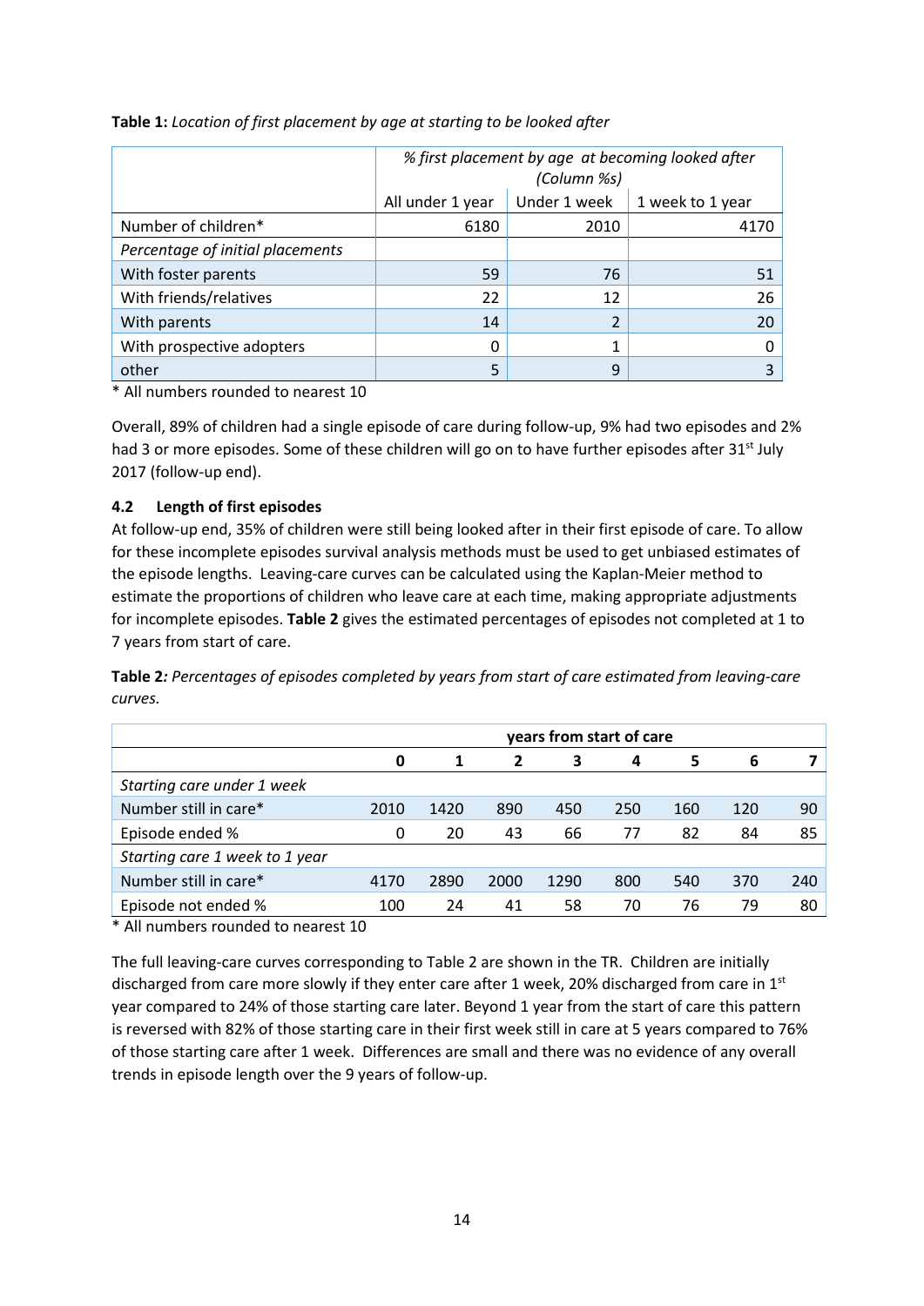**Table 1:** *Location of first placement by age at starting to be looked after*

| | *% first placement by age at becoming looked after (Column %s)* | | |
|---|---|---|---|
| | All under 1 year | Under 1 week | 1 week to 1 year |
| Number of children* | 6180 | 2010 | 4170 |
| *Percentage of initial placements* | | | |
| With foster parents | 59 | 76 | 51 |
| With friends/relatives | 22 | 12 | 26 |
| With parents | 14 | 2 | 20 |
| With prospective adopters | 0 | 1 | 0 |
| other | 5 | 9 | 3 |

\* All numbers rounded to nearest 10

Overall, 89% of children had a single episode of care during follow-up, 9% had two episodes and 2% had 3 or more episodes. Some of these children will go on to have further episodes after 31st July 2017 (follow-up end).

### 4.2 Length of first episodes

At follow-up end, 35% of children were still being looked after in their first episode of care. To allow for these incomplete episodes survival analysis methods must be used to get unbiased estimates of the episode lengths. Leaving-care curves can be calculated using the Kaplan-Meier method to estimate the proportions of children who leave care at each time, making appropriate adjustments for incomplete episodes. **Table 2** gives the estimated percentages of episodes not completed at 1 to 7 years from start of care.

**Table 2***: Percentages of episodes completed by years from start of care estimated from leaving-care curves.*

| | **years from start of care** | | | | | | | |
|---|---|---|---|---|---|---|---|---|
| | **0** | **1** | **2** | **3** | **4** | **5** | **6** | **7** |
| *Starting care under 1 week* | | | | | | | | |
| Number still in care* | 2010 | 1420 | 890 | 450 | 250 | 160 | 120 | 90 |
| Episode ended % | 0 | 20 | 43 | 66 | 77 | 82 | 84 | 85 |
| *Starting care 1 week to 1 year* | | | | | | | | |
| Number still in care* | 4170 | 2890 | 2000 | 1290 | 800 | 540 | 370 | 240 |
| Episode not ended % | 100 | 24 | 41 | 58 | 70 | 76 | 79 | 80 |

\* All numbers rounded to nearest 10

The full leaving-care curves corresponding to Table 2 are shown in the TR. Children are initially discharged from care more slowly if they enter care after 1 week, 20% discharged from care in 1st year compared to 24% of those starting care later. Beyond 1 year from the start of care this pattern is reversed with 82% of those starting care in their first week still in care at 5 years compared to 76% of those starting care after 1 week. Differences are small and there was no evidence of any overall trends in episode length over the 9 years of follow-up.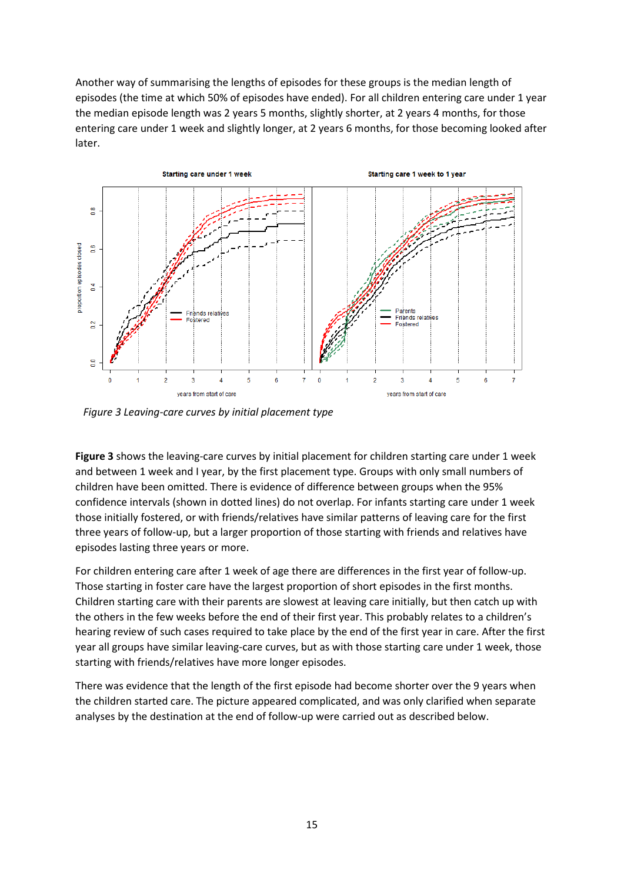Another way of summarising the lengths of episodes for these groups is the median length of episodes (the time at which 50% of episodes have ended). For all children entering care under 1 year the median episode length was 2 years 5 months, slightly shorter, at 2 years 4 months, for those entering care under 1 week and slightly longer, at 2 years 6 months, for those becoming looked after later.

*Figure 3 Leaving-care curves by initial placement type*

**Figure 3** shows the leaving-care curves by initial placement for children starting care under 1 week and between 1 week and I year, by the first placement type. Groups with only small numbers of children have been omitted. There is evidence of difference between groups when the 95% confidence intervals (shown in dotted lines) do not overlap. For infants starting care under 1 week those initially fostered, or with friends/relatives have similar patterns of leaving care for the first three years of follow-up, but a larger proportion of those starting with friends and relatives have episodes lasting three years or more.

For children entering care after 1 week of age there are differences in the first year of follow-up. Those starting in foster care have the largest proportion of short episodes in the first months. Children starting care with their parents are slowest at leaving care initially, but then catch up with the others in the few weeks before the end of their first year. This probably relates to a children's hearing review of such cases required to take place by the end of the first year in care. After the first year all groups have similar leaving-care curves, but as with those starting care under 1 week, those starting with friends/relatives have more longer episodes.

There was evidence that the length of the first episode had become shorter over the 9 years when the children started care. The picture appeared complicated, and was only clarified when separate analyses by the destination at the end of follow-up were carried out as described below.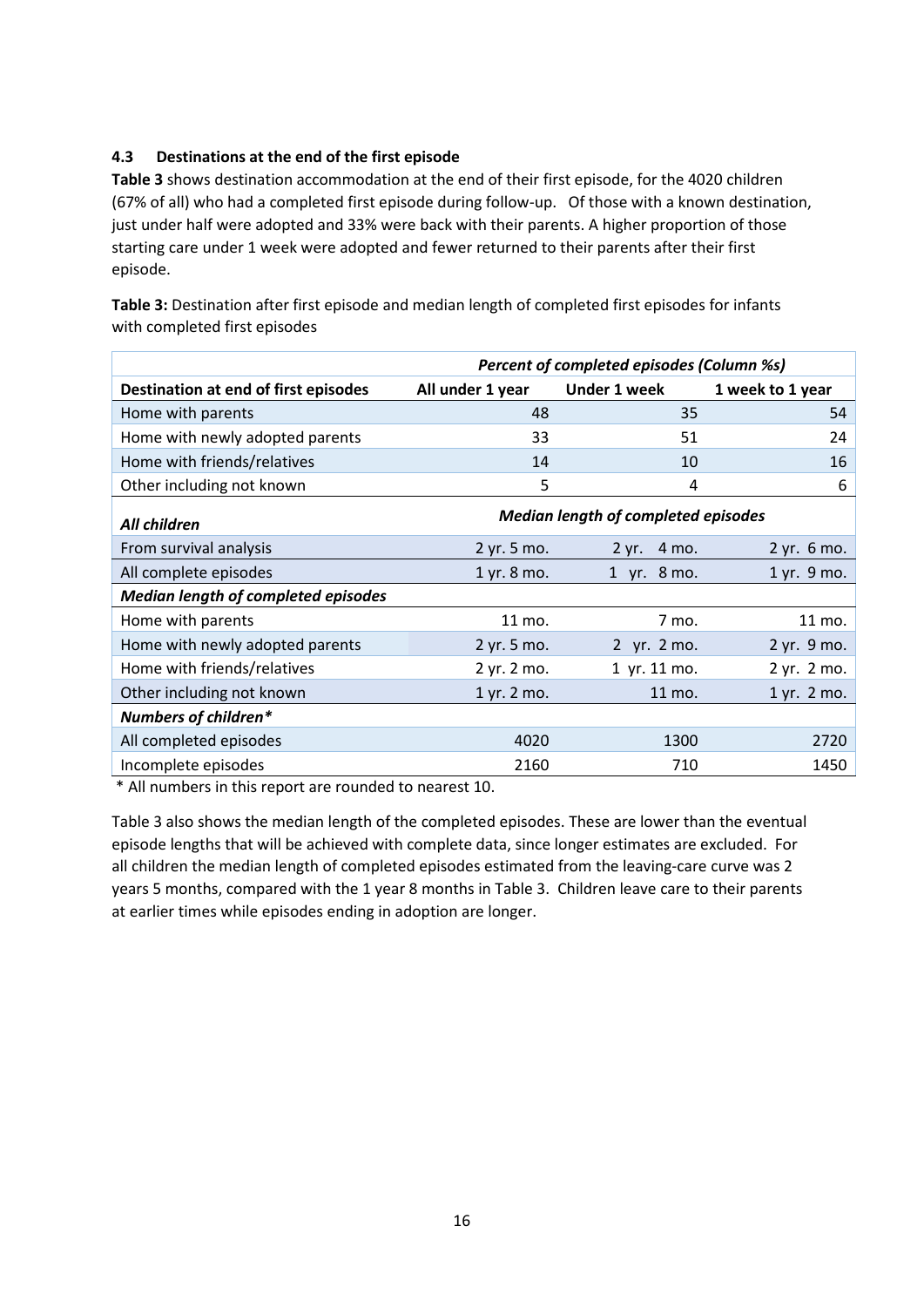### 4.3 Destinations at the end of the first episode

**Table 3** shows destination accommodation at the end of their first episode, for the 4020 children (67% of all) who had a completed first episode during follow-up. Of those with a known destination, just under half were adopted and 33% were back with their parents. A higher proportion of those starting care under 1 week were adopted and fewer returned to their parents after their first episode.

**Table 3:** Destination after first episode and median length of completed first episodes for infants with completed first episodes

| | *Percent of completed episodes (Column %s)* | | |
|---|---|---|---|
| **Destination at end of first episodes** | **All under 1 year** | **Under 1 week** | **1 week to 1 year** |
| Home with parents | 48 | 35 | 54 |
| Home with newly adopted parents | 33 | 51 | 24 |
| Home with friends/relatives | 14 | 10 | 16 |
| Other including not known | 5 | 4 | 6 |
| ***All children*** | ***Median length of completed episodes*** | | |
| From survival analysis | 2 yr. 5 mo. | 2 yr. 4 mo. | 2 yr. 6 mo. |
| All complete episodes | 1 yr. 8 mo. | 1 yr. 8 mo. | 1 yr. 9 mo. |
| ***Median length of completed episodes*** | | | |
| Home with parents | 11 mo. | 7 mo. | 11 mo. |
| Home with newly adopted parents | 2 yr. 5 mo. | 2 yr. 2 mo. | 2 yr. 9 mo. |
| Home with friends/relatives | 2 yr. 2 mo. | 1 yr. 11 mo. | 2 yr. 2 mo. |
| Other including not known | 1 yr. 2 mo. | 11 mo. | 1 yr. 2 mo. |
| ***Numbers of children**** | | | |
| All completed episodes | 4020 | 1300 | 2720 |
| Incomplete episodes | 2160 | 710 | 1450 |

\* All numbers in this report are rounded to nearest 10.

Table 3 also shows the median length of the completed episodes. These are lower than the eventual episode lengths that will be achieved with complete data, since longer estimates are excluded. For all children the median length of completed episodes estimated from the leaving-care curve was 2 years 5 months, compared with the 1 year 8 months in Table 3. Children leave care to their parents at earlier times while episodes ending in adoption are longer.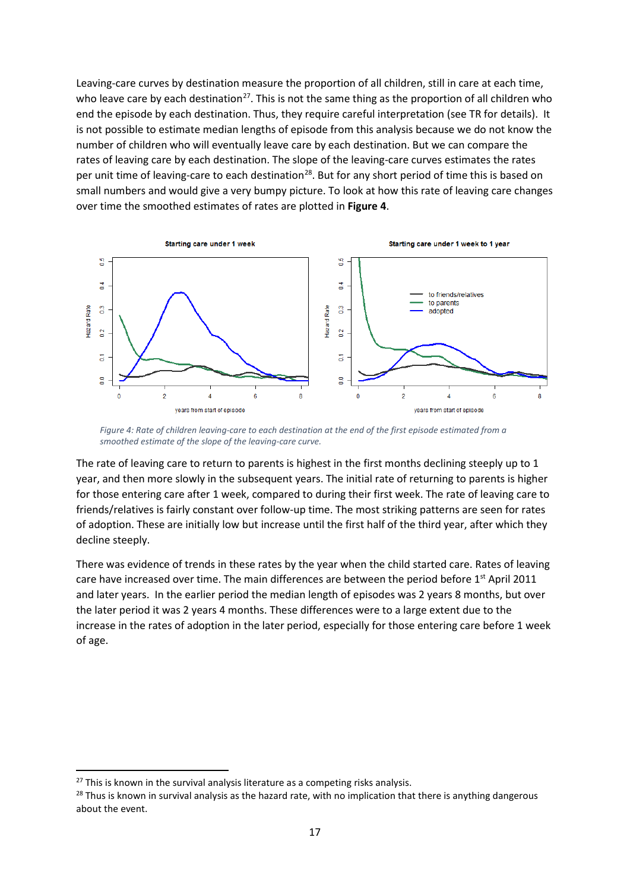Leaving-care curves by destination measure the proportion of all children, still in care at each time, who leave care by each destination[27]. This is not the same thing as the proportion of all children who end the episode by each destination. Thus, they require careful interpretation (see TR for details). It is not possible to estimate median lengths of episode from this analysis because we do not know the number of children who will eventually leave care by each destination. But we can compare the rates of leaving care by each destination. The slope of the leaving-care curves estimates the rates per unit time of leaving-care to each destination[28]. But for any short period of time this is based on small numbers and would give a very bumpy picture. To look at how this rate of leaving care changes over time the smoothed estimates of rates are plotted in **Figure 4**.

*Figure 4: Rate of children leaving-care to each destination at the end of the first episode estimated from a smoothed estimate of the slope of the leaving-care curve.*

The rate of leaving care to return to parents is highest in the first months declining steeply up to 1 year, and then more slowly in the subsequent years. The initial rate of returning to parents is higher for those entering care after 1 week, compared to during their first week. The rate of leaving care to friends/relatives is fairly constant over follow-up time. The most striking patterns are seen for rates of adoption. These are initially low but increase until the first half of the third year, after which they decline steeply.

There was evidence of trends in these rates by the year when the child started care. Rates of leaving care have increased over time. The main differences are between the period before 1st April 2011 and later years. In the earlier period the median length of episodes was 2 years 8 months, but over the later period it was 2 years 4 months. These differences were to a large extent due to the increase in the rates of adoption in the later period, especially for those entering care before 1 week of age.

---

[27] This is known in the survival analysis literature as a competing risks analysis.

[28] Thus is known in survival analysis as the hazard rate, with no implication that there is anything dangerous about the event.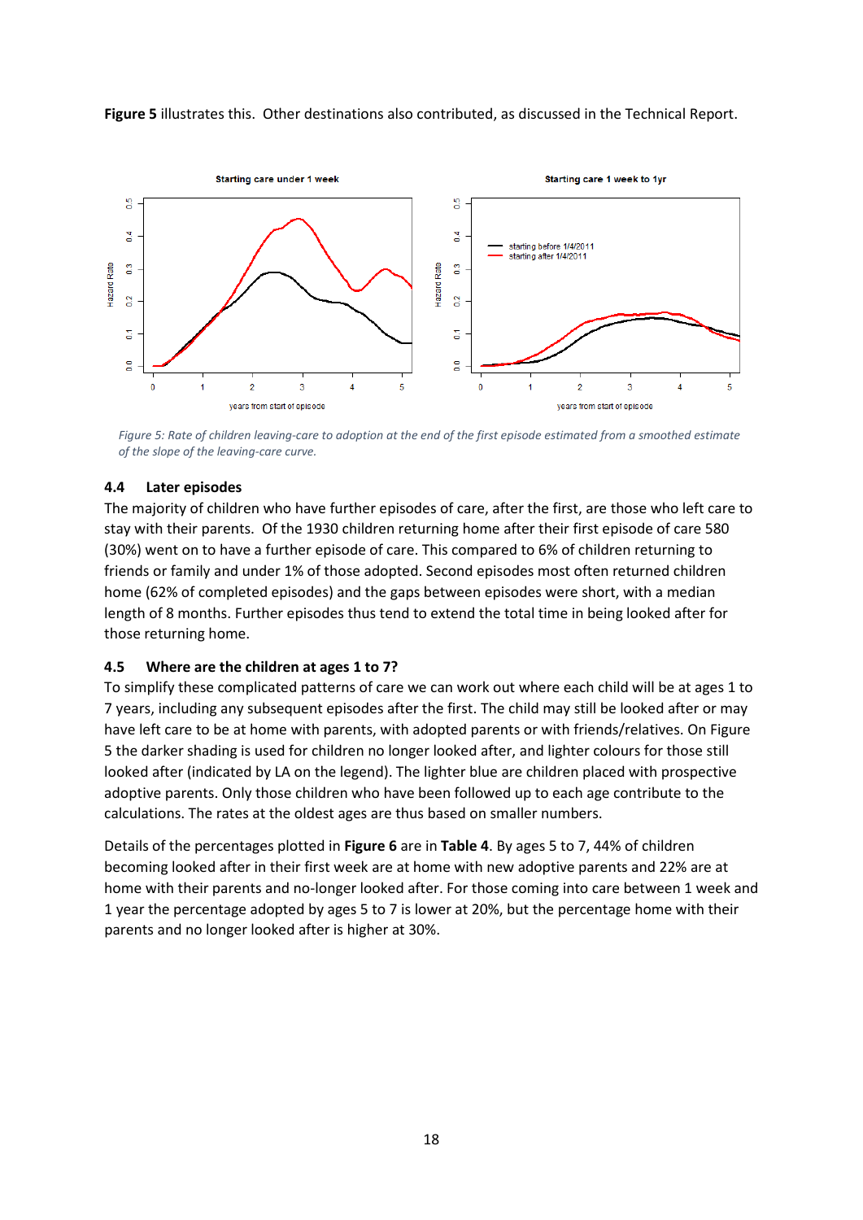**Figure 5** illustrates this. Other destinations also contributed, as discussed in the Technical Report.

*Figure 5: Rate of children leaving-care to adoption at the end of the first episode estimated from a smoothed estimate of the slope of the leaving-care curve.*

### 4.4 Later episodes

The majority of children who have further episodes of care, after the first, are those who left care to stay with their parents. Of the 1930 children returning home after their first episode of care 580 (30%) went on to have a further episode of care. This compared to 6% of children returning to friends or family and under 1% of those adopted. Second episodes most often returned children home (62% of completed episodes) and the gaps between episodes were short, with a median length of 8 months. Further episodes thus tend to extend the total time in being looked after for those returning home.

### 4.5 Where are the children at ages 1 to 7?

To simplify these complicated patterns of care we can work out where each child will be at ages 1 to 7 years, including any subsequent episodes after the first. The child may still be looked after or may have left care to be at home with parents, with adopted parents or with friends/relatives. On Figure 5 the darker shading is used for children no longer looked after, and lighter colours for those still looked after (indicated by LA on the legend). The lighter blue are children placed with prospective adoptive parents. Only those children who have been followed up to each age contribute to the calculations. The rates at the oldest ages are thus based on smaller numbers.

Details of the percentages plotted in **Figure 6** are in **Table 4**. By ages 5 to 7, 44% of children becoming looked after in their first week are at home with new adoptive parents and 22% are at home with their parents and no-longer looked after. For those coming into care between 1 week and 1 year the percentage adopted by ages 5 to 7 is lower at 20%, but the percentage home with their parents and no longer looked after is higher at 30%.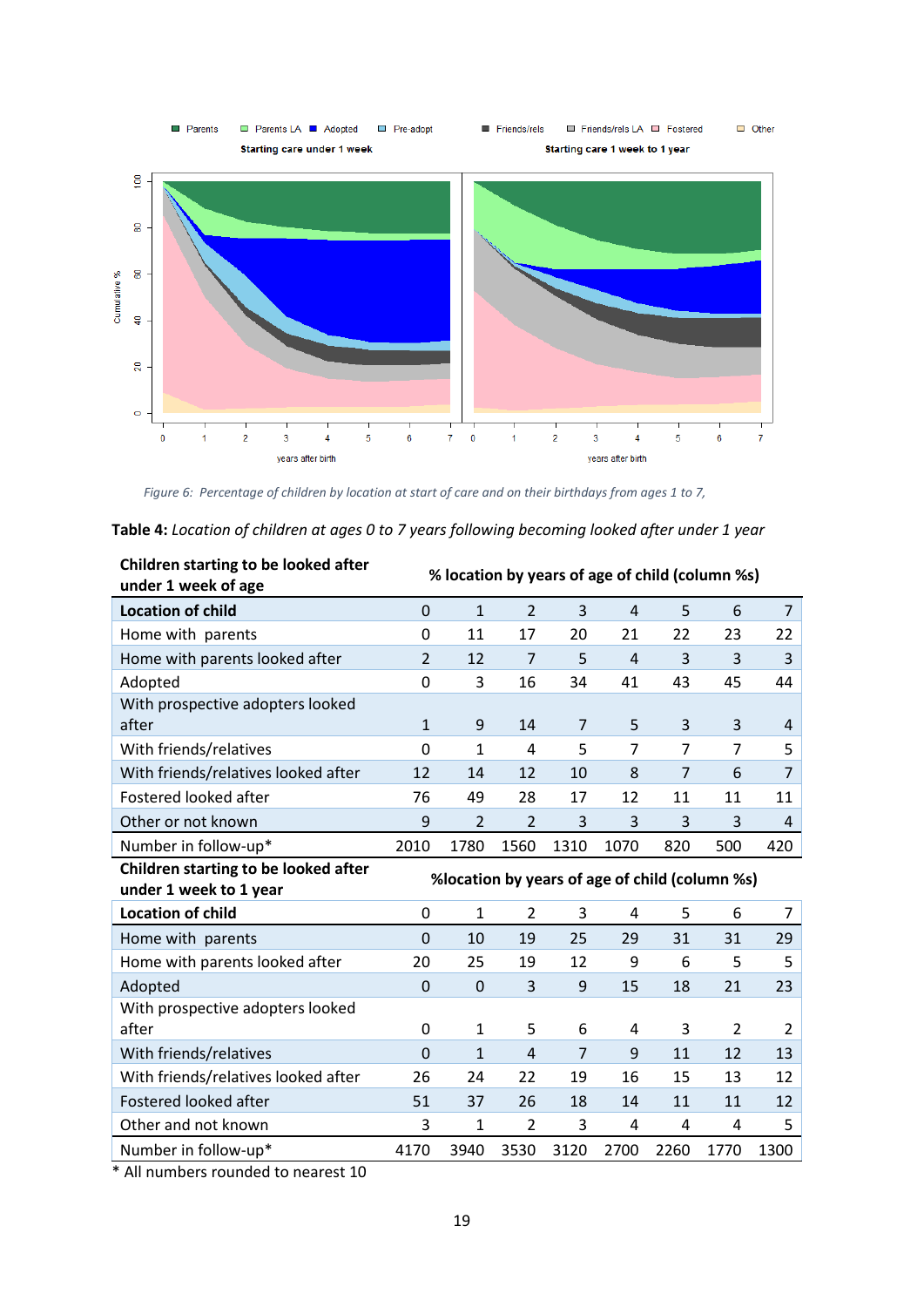Figure 6: Percentage of children by location at start of care and on their birthdays from ages 1 to 7,

**Table 4:** *Location of children at ages 0 to 7 years following becoming looked after under 1 year*

| Children starting to be looked after under 1 week of age | % location by years of age of child (column %s) | | | | | | | |
|---|---|---|---|---|---|---|---|---|
| **Location of child** | 0 | 1 | 2 | 3 | 4 | 5 | 6 | 7 |
| Home with parents | 0 | 11 | 17 | 20 | 21 | 22 | 23 | 22 |
| Home with parents looked after | 2 | 12 | 7 | 5 | 4 | 3 | 3 | 3 |
| Adopted | 0 | 3 | 16 | 34 | 41 | 43 | 45 | 44 |
| With prospective adopters looked after | 1 | 9 | 14 | 7 | 5 | 3 | 3 | 4 |
| With friends/relatives | 0 | 1 | 4 | 5 | 7 | 7 | 7 | 5 |
| With friends/relatives looked after | 12 | 14 | 12 | 10 | 8 | 7 | 6 | 7 |
| Fostered looked after | 76 | 49 | 28 | 17 | 12 | 11 | 11 | 11 |
| Other or not known | 9 | 2 | 2 | 3 | 3 | 3 | 3 | 4 |
| Number in follow-up* | 2010 | 1780 | 1560 | 1310 | 1070 | 820 | 500 | 420 |
| **Children starting to be looked after under 1 week to 1 year** | **%location by years of age of child (column %s)** | | | | | | | |
| **Location of child** | 0 | 1 | 2 | 3 | 4 | 5 | 6 | 7 |
| Home with parents | 0 | 10 | 19 | 25 | 29 | 31 | 31 | 29 |
| Home with parents looked after | 20 | 25 | 19 | 12 | 9 | 6 | 5 | 5 |
| Adopted | 0 | 0 | 3 | 9 | 15 | 18 | 21 | 23 |
| With prospective adopters looked after | 0 | 1 | 5 | 6 | 4 | 3 | 2 | 2 |
| With friends/relatives | 0 | 1 | 4 | 7 | 9 | 11 | 12 | 13 |
| With friends/relatives looked after | 26 | 24 | 22 | 19 | 16 | 15 | 13 | 12 |
| Fostered looked after | 51 | 37 | 26 | 18 | 14 | 11 | 11 | 12 |
| Other and not known | 3 | 1 | 2 | 3 | 4 | 4 | 4 | 5 |
| Number in follow-up* | 4170 | 3940 | 3530 | 3120 | 2700 | 2260 | 1770 | 1300 |

\* All numbers rounded to nearest 10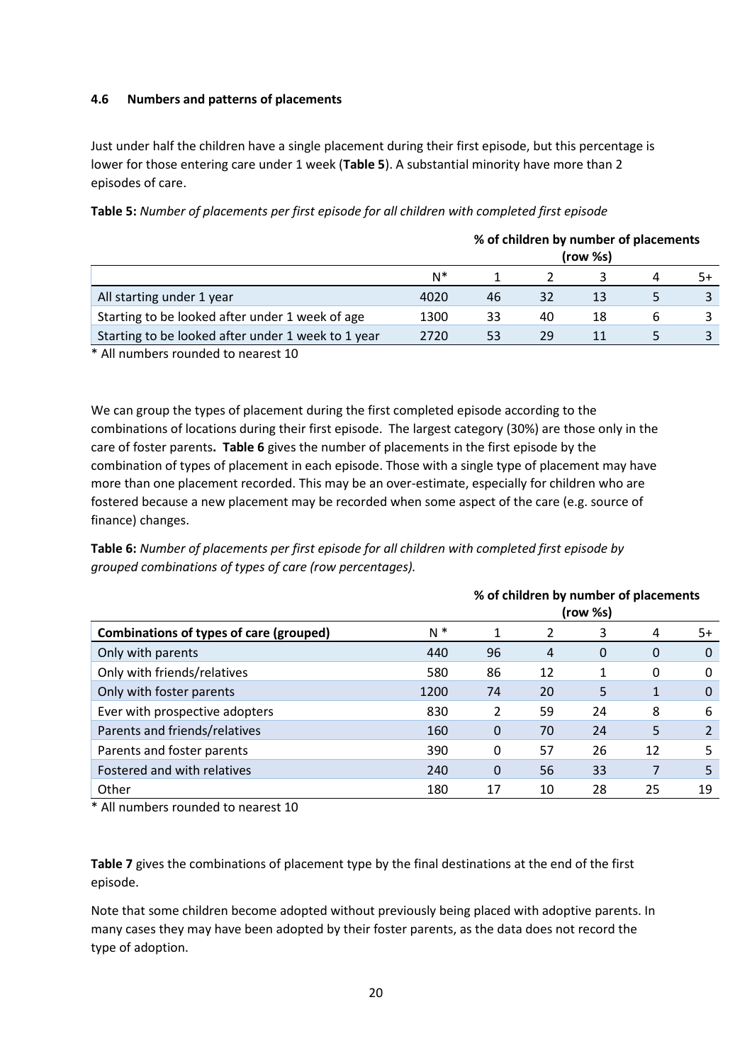### 4.6 Numbers and patterns of placements

Just under half the children have a single placement during their first episode, but this percentage is lower for those entering care under 1 week (**Table 5**). A substantial minority have more than 2 episodes of care.

**Table 5:** *Number of placements per first episode for all children with completed first episode*

| | | % of children by number of placements (row %s) | | | | |
|---|---|---|---|---|---|---|
| | N* | 1 | 2 | 3 | 4 | 5+ |
| All starting under 1 year | 4020 | 46 | 32 | 13 | 5 | 3 |
| Starting to be looked after under 1 week of age | 1300 | 33 | 40 | 18 | 6 | 3 |
| Starting to be looked after under 1 week to 1 year | 2720 | 53 | 29 | 11 | 5 | 3 |

\* All numbers rounded to nearest 10

We can group the types of placement during the first completed episode according to the combinations of locations during their first episode. The largest category (30%) are those only in the care of foster parents**.** **Table 6** gives the number of placements in the first episode by the combination of types of placement in each episode. Those with a single type of placement may have more than one placement recorded. This may be an over-estimate, especially for children who are fostered because a new placement may be recorded when some aspect of the care (e.g. source of finance) changes.

**Table 6:** *Number of placements per first episode for all children with completed first episode by grouped combinations of types of care (row percentages).*

| | | % of children by number of placements (row %s) | | | | |
|---|---|---|---|---|---|---|
| **Combinations of types of care (grouped)** | N * | 1 | 2 | 3 | 4 | 5+ |
| Only with parents | 440 | 96 | 4 | 0 | 0 | 0 |
| Only with friends/relatives | 580 | 86 | 12 | 1 | 0 | 0 |
| Only with foster parents | 1200 | 74 | 20 | 5 | 1 | 0 |
| Ever with prospective adopters | 830 | 2 | 59 | 24 | 8 | 6 |
| Parents and friends/relatives | 160 | 0 | 70 | 24 | 5 | 2 |
| Parents and foster parents | 390 | 0 | 57 | 26 | 12 | 5 |
| Fostered and with relatives | 240 | 0 | 56 | 33 | 7 | 5 |
| Other | 180 | 17 | 10 | 28 | 25 | 19 |

\* All numbers rounded to nearest 10

**Table 7** gives the combinations of placement type by the final destinations at the end of the first episode.

Note that some children become adopted without previously being placed with adoptive parents. In many cases they may have been adopted by their foster parents, as the data does not record the type of adoption.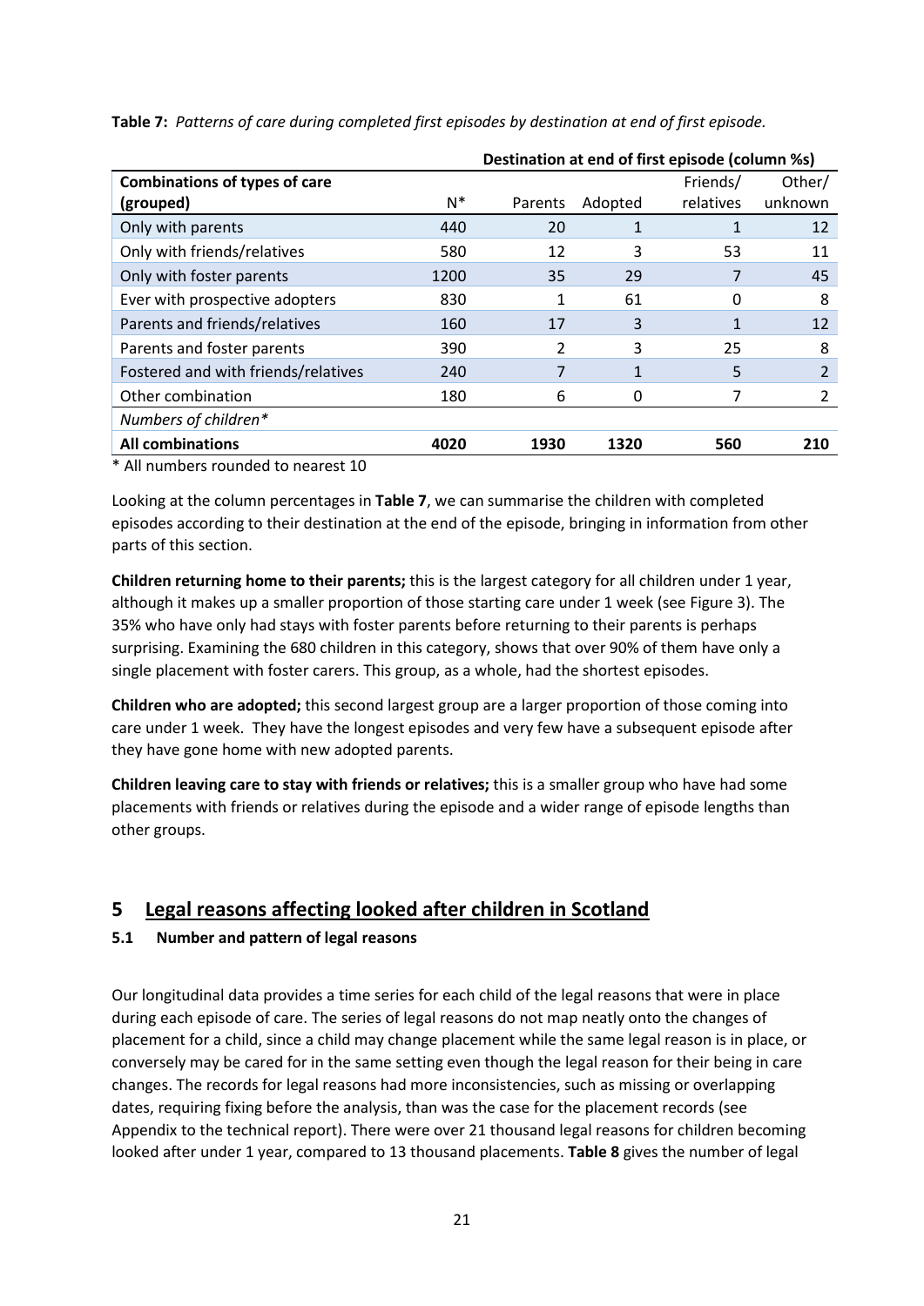**Table 7:** *Patterns of care during completed first episodes by destination at end of first episode.*

| | | Destination at end of first episode (column %s) | | | |
|---|---|---|---|---|---|
| **Combinations of types of care (grouped)** | N* | Parents | Adopted | Friends/ relatives | Other/ unknown |
| Only with parents | 440 | 20 | 1 | 1 | 12 |
| Only with friends/relatives | 580 | 12 | 3 | 53 | 11 |
| Only with foster parents | 1200 | 35 | 29 | 7 | 45 |
| Ever with prospective adopters | 830 | 1 | 61 | 0 | 8 |
| Parents and friends/relatives | 160 | 17 | 3 | 1 | 12 |
| Parents and foster parents | 390 | 2 | 3 | 25 | 8 |
| Fostered and with friends/relatives | 240 | 7 | 1 | 5 | 2 |
| Other combination | 180 | 6 | 0 | 7 | 2 |
| *Numbers of children** | | | | | |
| **All combinations** | **4020** | **1930** | **1320** | **560** | **210** |

\* All numbers rounded to nearest 10

Looking at the column percentages in **Table 7**, we can summarise the children with completed episodes according to their destination at the end of the episode, bringing in information from other parts of this section.

**Children returning home to their parents;** this is the largest category for all children under 1 year, although it makes up a smaller proportion of those starting care under 1 week (see Figure 3). The 35% who have only had stays with foster parents before returning to their parents is perhaps surprising. Examining the 680 children in this category, shows that over 90% of them have only a single placement with foster carers. This group, as a whole, had the shortest episodes.

**Children who are adopted;** this second largest group are a larger proportion of those coming into care under 1 week. They have the longest episodes and very few have a subsequent episode after they have gone home with new adopted parents.

**Children leaving care to stay with friends or relatives;** this is a smaller group who have had some placements with friends or relatives during the episode and a wider range of episode lengths than other groups.

## 5 Legal reasons affecting looked after children in Scotland

### 5.1 Number and pattern of legal reasons

Our longitudinal data provides a time series for each child of the legal reasons that were in place during each episode of care. The series of legal reasons do not map neatly onto the changes of placement for a child, since a child may change placement while the same legal reason is in place, or conversely may be cared for in the same setting even though the legal reason for their being in care changes. The records for legal reasons had more inconsistencies, such as missing or overlapping dates, requiring fixing before the analysis, than was the case for the placement records (see Appendix to the technical report). There were over 21 thousand legal reasons for children becoming looked after under 1 year, compared to 13 thousand placements. **Table 8** gives the number of legal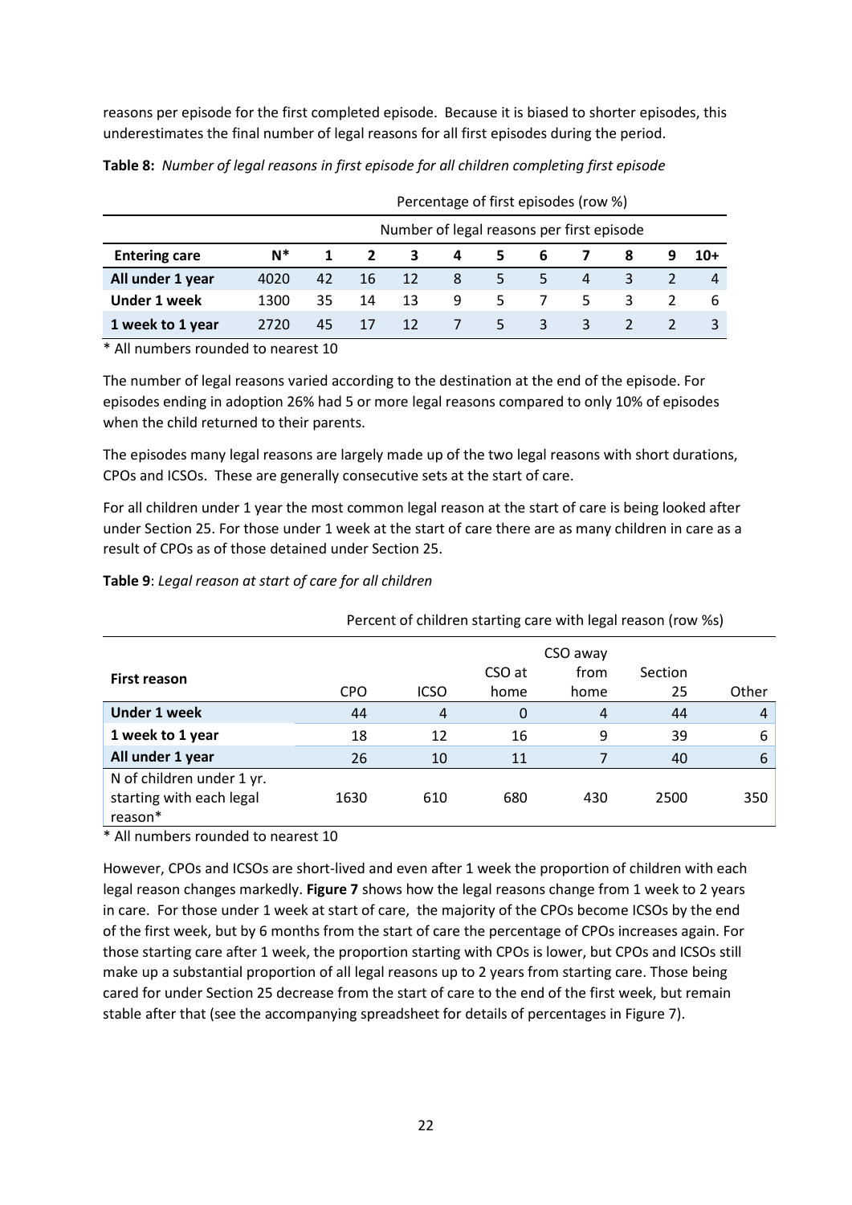reasons per episode for the first completed episode. Because it is biased to shorter episodes, this underestimates the final number of legal reasons for all first episodes during the period.

**Table 8:** *Number of legal reasons in first episode for all children completing first episode*

| | | Percentage of first episodes (row %) | | | | | | | | | |
|---|---|---|---|---|---|---|---|---|---|---|---|
| | | Number of legal reasons per first episode | | | | | | | | | |
| **Entering care** | **N*** | **1** | **2** | **3** | **4** | **5** | **6** | **7** | **8** | **9** | **10+** |
| **All under 1 year** | 4020 | 42 | 16 | 12 | 8 | 5 | 5 | 4 | 3 | 2 | 4 |
| **Under 1 week** | 1300 | 35 | 14 | 13 | 9 | 5 | 7 | 5 | 3 | 2 | 6 |
| **1 week to 1 year** | 2720 | 45 | 17 | 12 | 7 | 5 | 3 | 3 | 2 | 2 | 3 |

\* All numbers rounded to nearest 10

The number of legal reasons varied according to the destination at the end of the episode. For episodes ending in adoption 26% had 5 or more legal reasons compared to only 10% of episodes when the child returned to their parents.

The episodes many legal reasons are largely made up of the two legal reasons with short durations, CPOs and ICSOs. These are generally consecutive sets at the start of care.

For all children under 1 year the most common legal reason at the start of care is being looked after under Section 25. For those under 1 week at the start of care there are as many children in care as a result of CPOs as of those detained under Section 25.

**Table 9**: *Legal reason at start of care for all children*

| | Percent of children starting care with legal reason (row %s) | | | | | |
|---|---|---|---|---|---|---|
| **First reason** | CPO | ICSO | CSO at home | CSO away from home | Section 25 | Other |
| **Under 1 week** | 44 | 4 | 0 | 4 | 44 | 4 |
| **1 week to 1 year** | 18 | 12 | 16 | 9 | 39 | 6 |
| **All under 1 year** | 26 | 10 | 11 | 7 | 40 | 6 |
| N of children under 1 yr. starting with each legal reason* | 1630 | 610 | 680 | 430 | 2500 | 350 |

\* All numbers rounded to nearest 10

However, CPOs and ICSOs are short-lived and even after 1 week the proportion of children with each legal reason changes markedly. **Figure 7** shows how the legal reasons change from 1 week to 2 years in care. For those under 1 week at start of care, the majority of the CPOs become ICSOs by the end of the first week, but by 6 months from the start of care the percentage of CPOs increases again. For those starting care after 1 week, the proportion starting with CPOs is lower, but CPOs and ICSOs still make up a substantial proportion of all legal reasons up to 2 years from starting care. Those being cared for under Section 25 decrease from the start of care to the end of the first week, but remain stable after that (see the accompanying spreadsheet for details of percentages in Figure 7).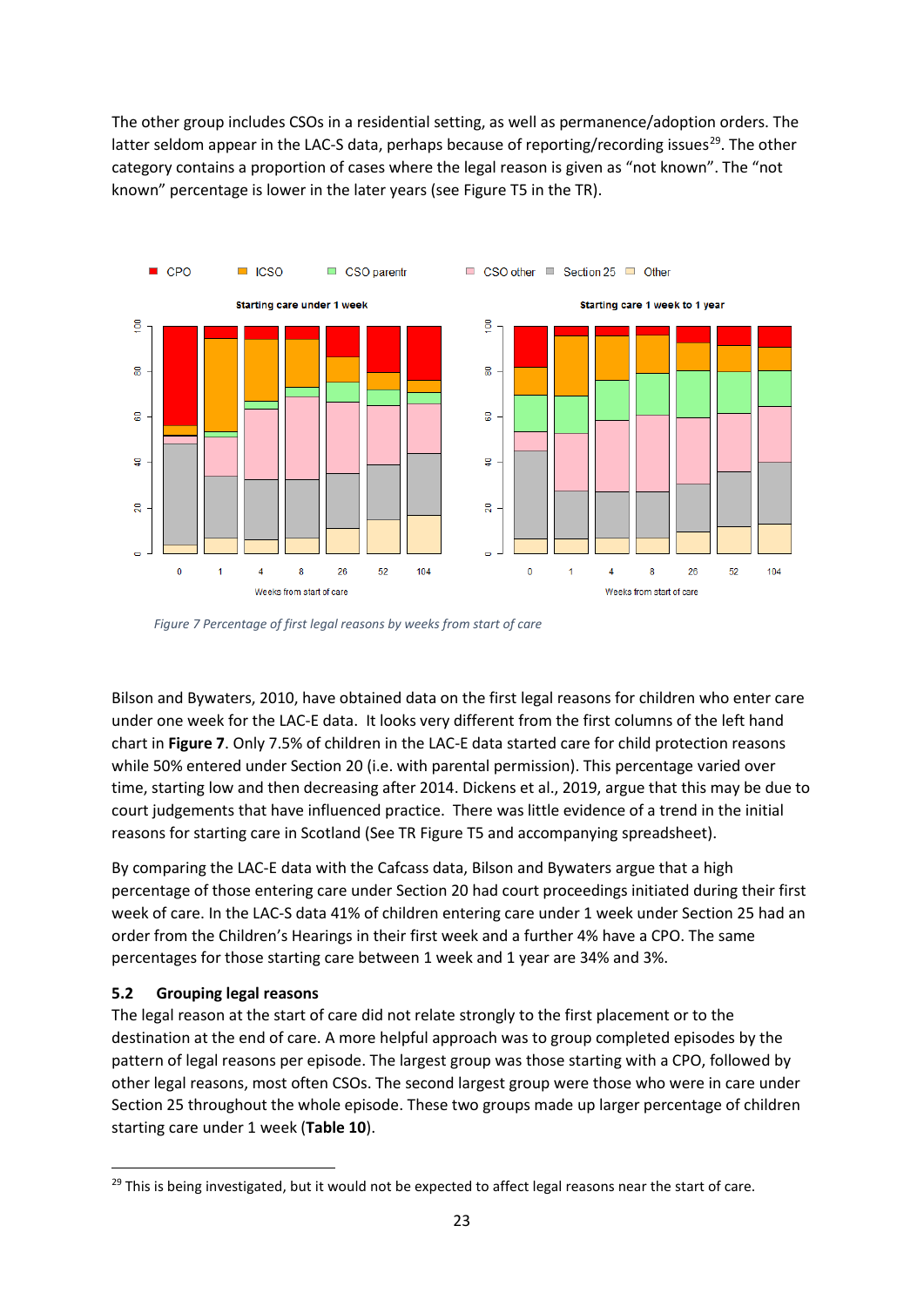The other group includes CSOs in a residential setting, as well as permanence/adoption orders. The latter seldom appear in the LAC-S data, perhaps because of reporting/recording issues[29]. The other category contains a proportion of cases where the legal reason is given as "not known". The "not known" percentage is lower in the later years (see Figure T5 in the TR).

*Figure 7 Percentage of first legal reasons by weeks from start of care*

Bilson and Bywaters, 2010, have obtained data on the first legal reasons for children who enter care under one week for the LAC-E data. It looks very different from the first columns of the left hand chart in **Figure 7**. Only 7.5% of children in the LAC-E data started care for child protection reasons while 50% entered under Section 20 (i.e. with parental permission). This percentage varied over time, starting low and then decreasing after 2014. Dickens et al., 2019, argue that this may be due to court judgements that have influenced practice. There was little evidence of a trend in the initial reasons for starting care in Scotland (See TR Figure T5 and accompanying spreadsheet).

By comparing the LAC-E data with the Cafcass data, Bilson and Bywaters argue that a high percentage of those entering care under Section 20 had court proceedings initiated during their first week of care. In the LAC-S data 41% of children entering care under 1 week under Section 25 had an order from the Children's Hearings in their first week and a further 4% have a CPO. The same percentages for those starting care between 1 week and 1 year are 34% and 3%.

### 5.2 Grouping legal reasons

The legal reason at the start of care did not relate strongly to the first placement or to the destination at the end of care. A more helpful approach was to group completed episodes by the pattern of legal reasons per episode. The largest group was those starting with a CPO, followed by other legal reasons, most often CSOs. The second largest group were those who were in care under Section 25 throughout the whole episode. These two groups made up larger percentage of children starting care under 1 week (**Table 10**).

---

[29] This is being investigated, but it would not be expected to affect legal reasons near the start of care.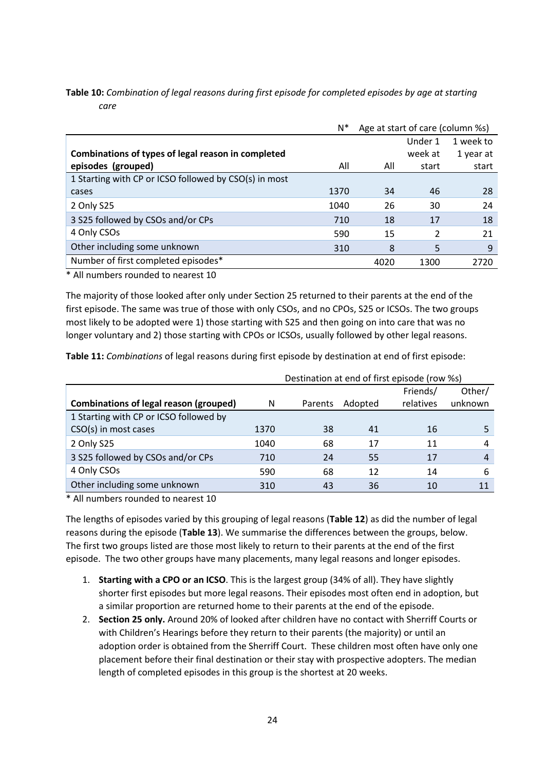**Table 10:** *Combination of legal reasons during first episode for completed episodes by age at starting care*

| | N* | Age at start of care (column %s) | | |
|---|---|---|---|---|
| **Combinations of types of legal reason in completed episodes (grouped)** | All | All | Under 1 week at start | 1 week to 1 year at start |
| 1 Starting with CP or ICSO followed by CSO(s) in most cases | 1370 | 34 | 46 | 28 |
| 2 Only S25 | 1040 | 26 | 30 | 24 |
| 3 S25 followed by CSOs and/or CPs | 710 | 18 | 17 | 18 |
| 4 Only CSOs | 590 | 15 | 2 | 21 |
| Other including some unknown | 310 | 8 | 5 | 9 |
| Number of first completed episodes* | | 4020 | 1300 | 2720 |

\* All numbers rounded to nearest 10

The majority of those looked after only under Section 25 returned to their parents at the end of the first episode. The same was true of those with only CSOs, and no CPOs, S25 or ICSOs. The two groups most likely to be adopted were 1) those starting with S25 and then going on into care that was no longer voluntary and 2) those starting with CPOs or ICSOs, usually followed by other legal reasons.

**Table 11:** *Combinations* of legal reasons during first episode by destination at end of first episode:

| | | Destination at end of first episode (row %s) | | | |
|---|---|---|---|---|---|
| **Combinations of legal reason (grouped)** | N | Parents | Adopted | Friends/ relatives | Other/ unknown |
| 1 Starting with CP or ICSO followed by CSO(s) in most cases | 1370 | 38 | 41 | 16 | 5 |
| 2 Only S25 | 1040 | 68 | 17 | 11 | 4 |
| 3 S25 followed by CSOs and/or CPs | 710 | 24 | 55 | 17 | 4 |
| 4 Only CSOs | 590 | 68 | 12 | 14 | 6 |
| Other including some unknown | 310 | 43 | 36 | 10 | 11 |

\* All numbers rounded to nearest 10

The lengths of episodes varied by this grouping of legal reasons (**Table 12**) as did the number of legal reasons during the episode (**Table 13**). We summarise the differences between the groups, below. The first two groups listed are those most likely to return to their parents at the end of the first episode. The two other groups have many placements, many legal reasons and longer episodes.

1. **Starting with a CPO or an ICSO**. This is the largest group (34% of all). They have slightly shorter first episodes but more legal reasons. Their episodes most often end in adoption, but a similar proportion are returned home to their parents at the end of the episode.
2. **Section 25 only.** Around 20% of looked after children have no contact with Sherriff Courts or with Children's Hearings before they return to their parents (the majority) or until an adoption order is obtained from the Sherriff Court. These children most often have only one placement before their final destination or their stay with prospective adopters. The median length of completed episodes in this group is the shortest at 20 weeks.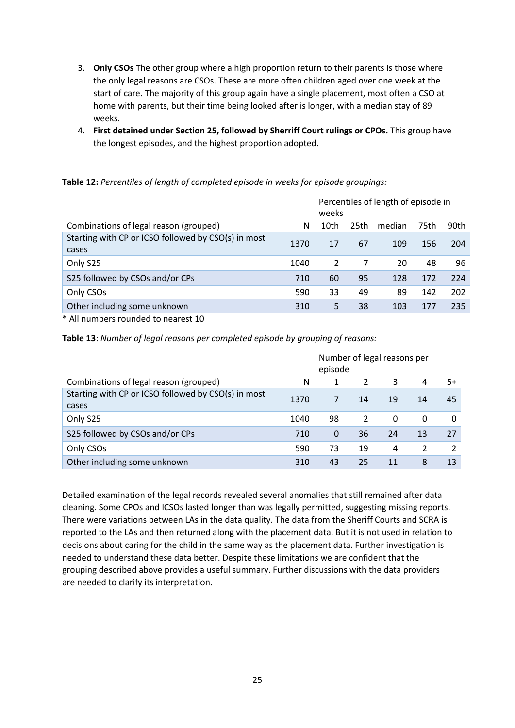3. **Only CSOs** The other group where a high proportion return to their parents is those where the only legal reasons are CSOs. These are more often children aged over one week at the start of care. The majority of this group again have a single placement, most often a CSO at home with parents, but their time being looked after is longer, with a median stay of 89 weeks.
4. **First detained under Section 25, followed by Sherriff Court rulings or CPOs.** This group have the longest episodes, and the highest proportion adopted.

**Table 12:** *Percentiles of length of completed episode in weeks for episode groupings:*

| | | Percentiles of length of episode in weeks | | | | |
|---|---|---|---|---|---|---|
| Combinations of legal reason (grouped) | N | 10th | 25th | median | 75th | 90th |
| Starting with CP or ICSO followed by CSO(s) in most cases | 1370 | 17 | 67 | 109 | 156 | 204 |
| Only S25 | 1040 | 2 | 7 | 20 | 48 | 96 |
| S25 followed by CSOs and/or CPs | 710 | 60 | 95 | 128 | 172 | 224 |
| Only CSOs | 590 | 33 | 49 | 89 | 142 | 202 |
| Other including some unknown | 310 | 5 | 38 | 103 | 177 | 235 |

* All numbers rounded to nearest 10

**Table 13**: *Number of legal reasons per completed episode by grouping of reasons:*

| | | Number of legal reasons per episode | | | | |
|---|---|---|---|---|---|---|
| Combinations of legal reason (grouped) | N | 1 | 2 | 3 | 4 | 5+ |
| Starting with CP or ICSO followed by CSO(s) in most cases | 1370 | 7 | 14 | 19 | 14 | 45 |
| Only S25 | 1040 | 98 | 2 | 0 | 0 | 0 |
| S25 followed by CSOs and/or CPs | 710 | 0 | 36 | 24 | 13 | 27 |
| Only CSOs | 590 | 73 | 19 | 4 | 2 | 2 |
| Other including some unknown | 310 | 43 | 25 | 11 | 8 | 13 |

Detailed examination of the legal records revealed several anomalies that still remained after data cleaning. Some CPOs and ICSOs lasted longer than was legally permitted, suggesting missing reports. There were variations between LAs in the data quality. The data from the Sheriff Courts and SCRA is reported to the LAs and then returned along with the placement data. But it is not used in relation to decisions about caring for the child in the same way as the placement data. Further investigation is needed to understand these data better. Despite these limitations we are confident that the grouping described above provides a useful summary. Further discussions with the data providers are needed to clarify its interpretation.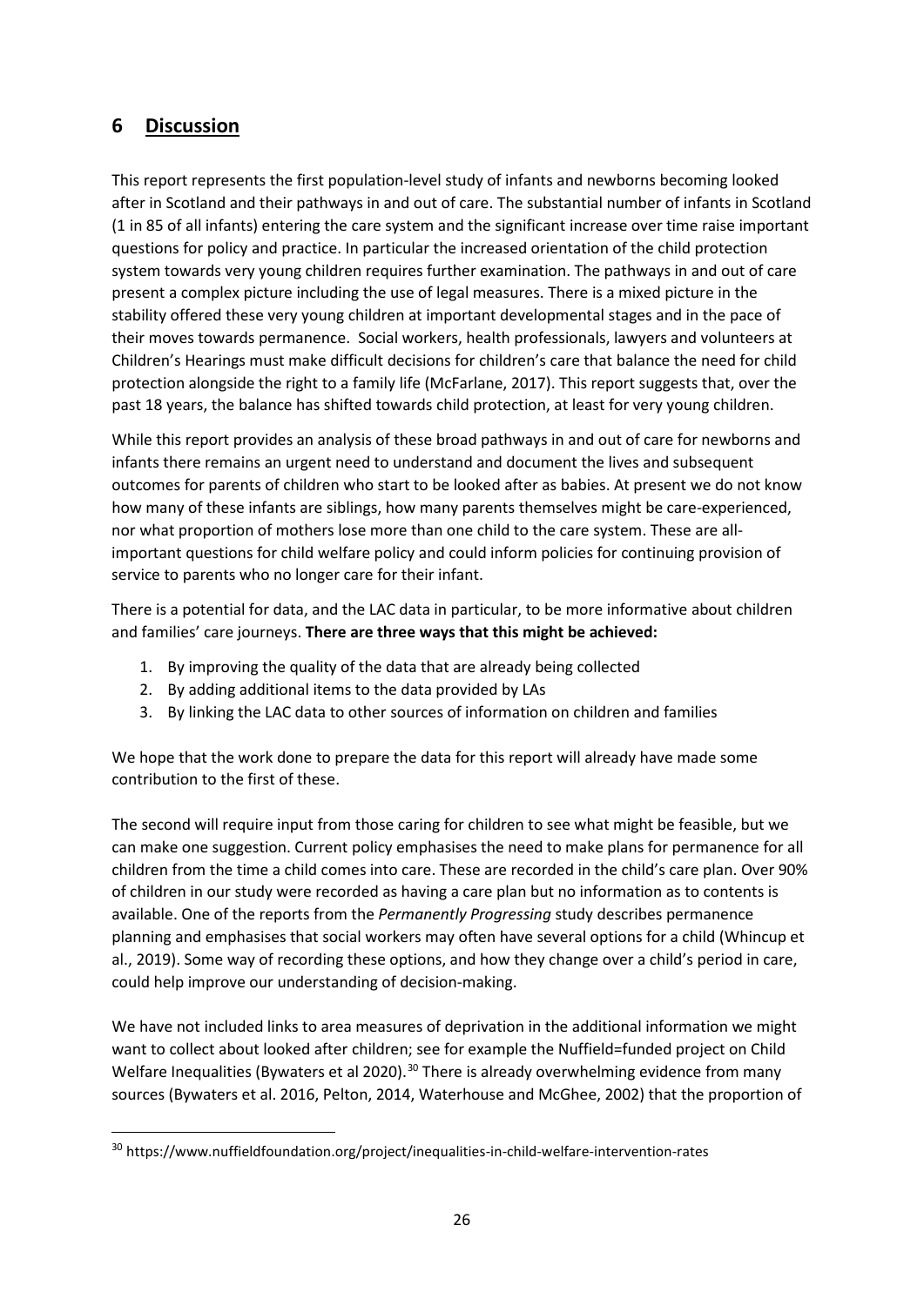## 6 Discussion

This report represents the first population-level study of infants and newborns becoming looked after in Scotland and their pathways in and out of care. The substantial number of infants in Scotland (1 in 85 of all infants) entering the care system and the significant increase over time raise important questions for policy and practice. In particular the increased orientation of the child protection system towards very young children requires further examination. The pathways in and out of care present a complex picture including the use of legal measures. There is a mixed picture in the stability offered these very young children at important developmental stages and in the pace of their moves towards permanence. Social workers, health professionals, lawyers and volunteers at Children's Hearings must make difficult decisions for children's care that balance the need for child protection alongside the right to a family life (McFarlane, 2017). This report suggests that, over the past 18 years, the balance has shifted towards child protection, at least for very young children.

While this report provides an analysis of these broad pathways in and out of care for newborns and infants there remains an urgent need to understand and document the lives and subsequent outcomes for parents of children who start to be looked after as babies. At present we do not know how many of these infants are siblings, how many parents themselves might be care-experienced, nor what proportion of mothers lose more than one child to the care system. These are all-important questions for child welfare policy and could inform policies for continuing provision of service to parents who no longer care for their infant.

There is a potential for data, and the LAC data in particular, to be more informative about children and families' care journeys. **There are three ways that this might be achieved:**

1. By improving the quality of the data that are already being collected
2. By adding additional items to the data provided by LAs
3. By linking the LAC data to other sources of information on children and families

We hope that the work done to prepare the data for this report will already have made some contribution to the first of these.

The second will require input from those caring for children to see what might be feasible, but we can make one suggestion. Current policy emphasises the need to make plans for permanence for all children from the time a child comes into care. These are recorded in the child's care plan. Over 90% of children in our study were recorded as having a care plan but no information as to contents is available. One of the reports from the *Permanently Progressing* study describes permanence planning and emphasises that social workers may often have several options for a child (Whincup et al., 2019). Some way of recording these options, and how they change over a child's period in care, could help improve our understanding of decision-making.

We have not included links to area measures of deprivation in the additional information we might want to collect about looked after children; see for example the Nuffield=funded project on Child Welfare Inequalities (Bywaters et al 2020).[30] There is already overwhelming evidence from many sources (Bywaters et al. 2016, Pelton, 2014, Waterhouse and McGhee, 2002) that the proportion of

---

[30] https://www.nuffieldfoundation.org/project/inequalities-in-child-welfare-intervention-rates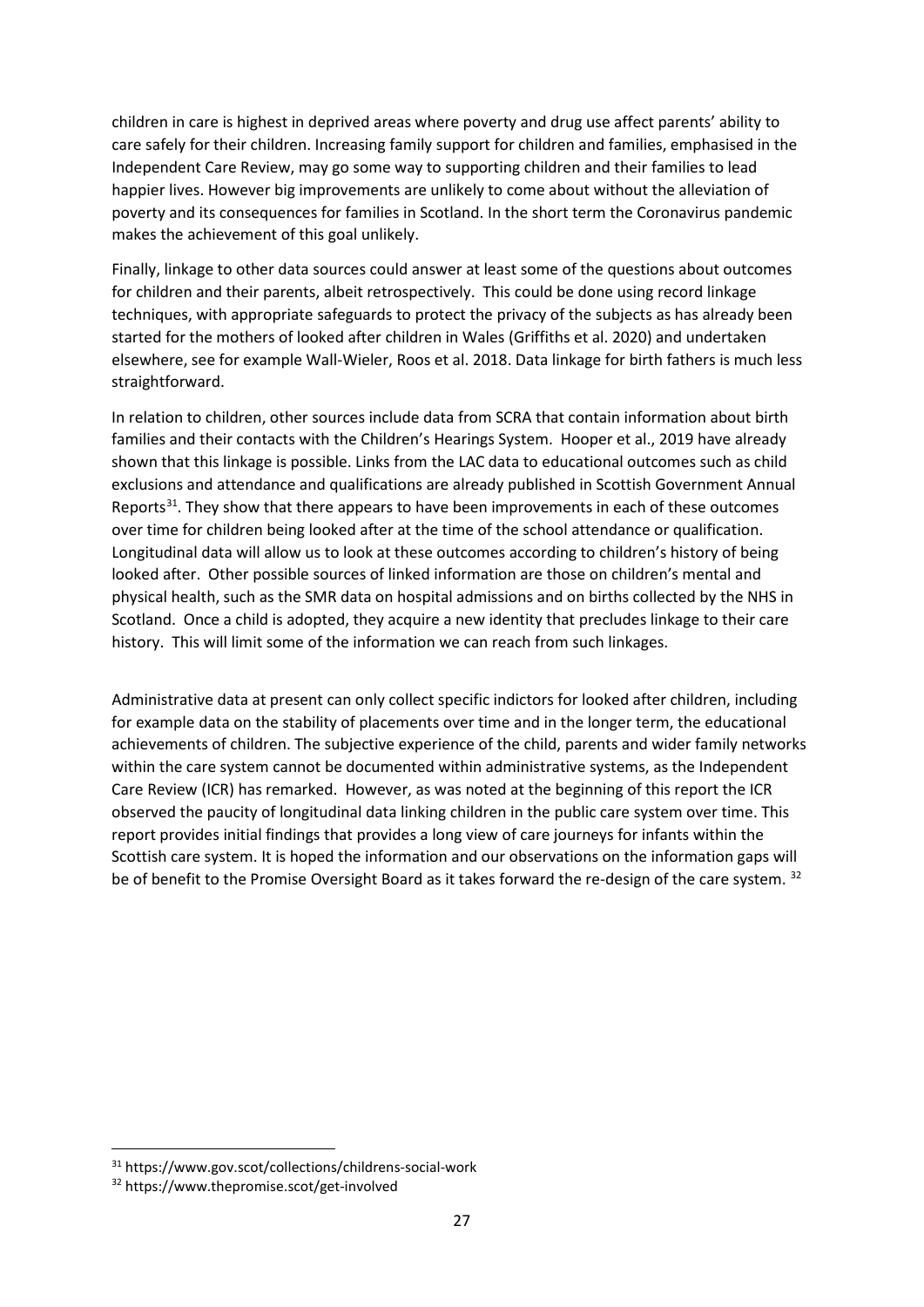children in care is highest in deprived areas where poverty and drug use affect parents' ability to care safely for their children. Increasing family support for children and families, emphasised in the Independent Care Review, may go some way to supporting children and their families to lead happier lives. However big improvements are unlikely to come about without the alleviation of poverty and its consequences for families in Scotland. In the short term the Coronavirus pandemic makes the achievement of this goal unlikely.

Finally, linkage to other data sources could answer at least some of the questions about outcomes for children and their parents, albeit retrospectively. This could be done using record linkage techniques, with appropriate safeguards to protect the privacy of the subjects as has already been started for the mothers of looked after children in Wales (Griffiths et al. 2020) and undertaken elsewhere, see for example Wall-Wieler, Roos et al. 2018. Data linkage for birth fathers is much less straightforward.

In relation to children, other sources include data from SCRA that contain information about birth families and their contacts with the Children's Hearings System. Hooper et al., 2019 have already shown that this linkage is possible. Links from the LAC data to educational outcomes such as child exclusions and attendance and qualifications are already published in Scottish Government Annual Reports[31]. They show that there appears to have been improvements in each of these outcomes over time for children being looked after at the time of the school attendance or qualification. Longitudinal data will allow us to look at these outcomes according to children's history of being looked after. Other possible sources of linked information are those on children's mental and physical health, such as the SMR data on hospital admissions and on births collected by the NHS in Scotland. Once a child is adopted, they acquire a new identity that precludes linkage to their care history. This will limit some of the information we can reach from such linkages.

Administrative data at present can only collect specific indictors for looked after children, including for example data on the stability of placements over time and in the longer term, the educational achievements of children. The subjective experience of the child, parents and wider family networks within the care system cannot be documented within administrative systems, as the Independent Care Review (ICR) has remarked. However, as was noted at the beginning of this report the ICR observed the paucity of longitudinal data linking children in the public care system over time. This report provides initial findings that provides a long view of care journeys for infants within the Scottish care system. It is hoped the information and our observations on the information gaps will be of benefit to the Promise Oversight Board as it takes forward the re-design of the care system. [32]

---

[31] https://www.gov.scot/collections/childrens-social-work

[32] https://www.thepromise.scot/get-involved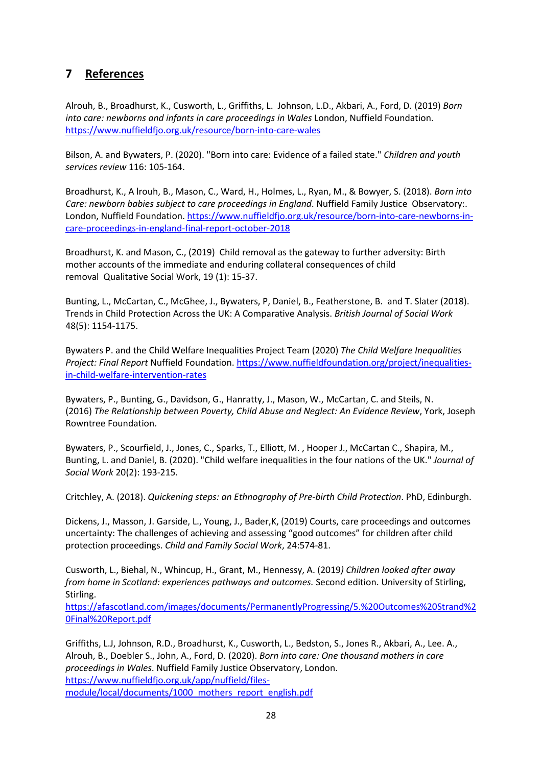## 7 References

Alrouh, B., Broadhurst, K., Cusworth, L., Griffiths, L. Johnson, L.D., Akbari, A., Ford, D. (2019) *Born into care: newborns and infants in care proceedings in Wales* London, Nuffield Foundation. https://www.nuffieldfjo.org.uk/resource/born-into-care-wales

Bilson, A. and Bywaters, P. (2020). "Born into care: Evidence of a failed state." *Children and youth services review* 116: 105-164.

Broadhurst, K., A lrouh, B., Mason, C., Ward, H., Holmes, L., Ryan, M., & Bowyer, S. (2018). *Born into Care: newborn babies subject to care proceedings in England*. Nuffield Family Justice Observatory:. London, Nuffield Foundation. https://www.nuffieldfjo.org.uk/resource/born-into-care-newborns-in-care-proceedings-in-england-final-report-october-2018

Broadhurst, K. and Mason, C., (2019) Child removal as the gateway to further adversity: Birth mother accounts of the immediate and enduring collateral consequences of child removal Qualitative Social Work, 19 (1): 15-37.

Bunting, L., McCartan, C., McGhee, J., Bywaters, P, Daniel, B., Featherstone, B. and T. Slater (2018). Trends in Child Protection Across the UK: A Comparative Analysis. *British Journal of Social Work* 48(5): 1154-1175.

Bywaters P. and the Child Welfare Inequalities Project Team (2020) *The Child Welfare Inequalities Project: Final Report* Nuffield Foundation. https://www.nuffieldfoundation.org/project/inequalities-in-child-welfare-intervention-rates

Bywaters, P., Bunting, G., Davidson, G., Hanratty, J., Mason, W., McCartan, C. and Steils, N. (2016) *The Relationship between Poverty, Child Abuse and Neglect: An Evidence Review*, York, Joseph Rowntree Foundation.

Bywaters, P., Scourfield, J., Jones, C., Sparks, T., Elliott, M. , Hooper J., McCartan C., Shapira, M., Bunting, L. and Daniel, B. (2020). "Child welfare inequalities in the four nations of the UK." *Journal of Social Work* 20(2): 193-215.

Critchley, A. (2018). *Quickening steps: an Ethnography of Pre-birth Child Protection*. PhD, Edinburgh.

Dickens, J., Masson, J. Garside, L., Young, J., Bader,K, (2019) Courts, care proceedings and outcomes uncertainty: The challenges of achieving and assessing "good outcomes" for children after child protection proceedings. *Child and Family Social Work*, 24:574-81.

Cusworth, L., Biehal, N., Whincup, H., Grant, M., Hennessy, A. (2019*) Children looked after away from home in Scotland: experiences pathways and outcomes.* Second edition. University of Stirling, Stirling.
https://afascotland.com/images/documents/PermanentlyProgressing/5.%20Outcomes%20Strand%20Final%20Report.pdf

Griffiths, L.J, Johnson, R.D., Broadhurst, K., Cusworth, L., Bedston, S., Jones R., Akbari, A., Lee. A., Alrouh, B., Doebler S., John, A., Ford, D. (2020). *Born into care: One thousand mothers in care proceedings in Wales*. Nuffield Family Justice Observatory, London.
https://www.nuffieldfjo.org.uk/app/nuffield/files-module/local/documents/1000_mothers_report_english.pdf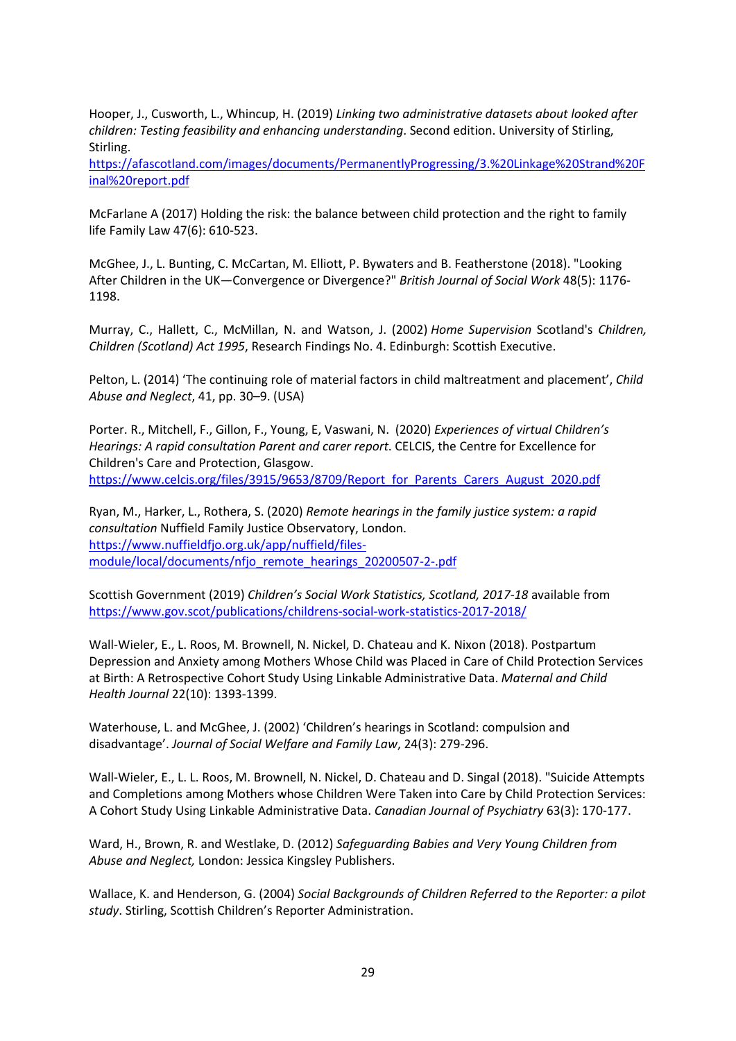Hooper, J., Cusworth, L., Whincup, H. (2019) *Linking two administrative datasets about looked after children: Testing feasibility and enhancing understanding*. Second edition. University of Stirling, Stirling.
https://afascotland.com/images/documents/PermanentlyProgressing/3.%20Linkage%20Strand%20Final%20report.pdf

McFarlane A (2017) Holding the risk: the balance between child protection and the right to family life Family Law 47(6): 610-523.

McGhee, J., L. Bunting, C. McCartan, M. Elliott, P. Bywaters and B. Featherstone (2018). "Looking After Children in the UK—Convergence or Divergence?" *British Journal of Social Work* 48(5): 1176-1198.

Murray, C., Hallett, C., McMillan, N. and Watson, J. (2002) *Home Supervision* Scotland's *Children, Children (Scotland) Act 1995*, Research Findings No. 4. Edinburgh: Scottish Executive.

Pelton, L. (2014) 'The continuing role of material factors in child maltreatment and placement', *Child Abuse and Neglect*, 41, pp. 30–9. (USA)

Porter. R., Mitchell, F., Gillon, F., Young, E, Vaswani, N. (2020) *Experiences of virtual Children's Hearings: A rapid consultation Parent and carer report*. CELCIS, the Centre for Excellence for Children's Care and Protection, Glasgow.
https://www.celcis.org/files/3915/9653/8709/Report_for_Parents_Carers_August_2020.pdf

Ryan, M., Harker, L., Rothera, S. (2020) *Remote hearings in the family justice system: a rapid consultation* Nuffield Family Justice Observatory, London.
https://www.nuffieldfjo.org.uk/app/nuffield/files-module/local/documents/nfjo_remote_hearings_20200507-2-.pdf

Scottish Government (2019) *Children's Social Work Statistics, Scotland, 2017-18* available from https://www.gov.scot/publications/childrens-social-work-statistics-2017-2018/

Wall-Wieler, E., L. Roos, M. Brownell, N. Nickel, D. Chateau and K. Nixon (2018). Postpartum Depression and Anxiety among Mothers Whose Child was Placed in Care of Child Protection Services at Birth: A Retrospective Cohort Study Using Linkable Administrative Data. *Maternal and Child Health Journal* 22(10): 1393-1399.

Waterhouse, L. and McGhee, J. (2002) 'Children's hearings in Scotland: compulsion and disadvantage'. *Journal of Social Welfare and Family Law*, 24(3): 279-296.

Wall-Wieler, E., L. L. Roos, M. Brownell, N. Nickel, D. Chateau and D. Singal (2018). "Suicide Attempts and Completions among Mothers whose Children Were Taken into Care by Child Protection Services: A Cohort Study Using Linkable Administrative Data. *Canadian Journal of Psychiatry* 63(3): 170-177.

Ward, H., Brown, R. and Westlake, D. (2012) *Safeguarding Babies and Very Young Children from Abuse and Neglect,* London: Jessica Kingsley Publishers.

Wallace, K. and Henderson, G. (2004) *Social Backgrounds of Children Referred to the Reporter: a pilot study*. Stirling, Scottish Children's Reporter Administration.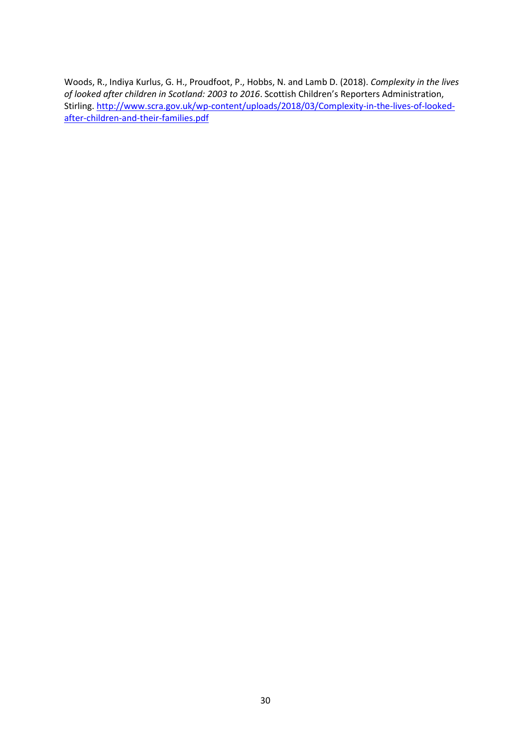Woods, R., Indiya Kurlus, G. H., Proudfoot, P., Hobbs, N. and Lamb D. (2018). *Complexity in the lives of looked after children in Scotland: 2003 to 2016*. Scottish Children's Reporters Administration, Stirling. [http://www.scra.gov.uk/wp-content/uploads/2018/03/Complexity-in-the-lives-of-looked-after-children-and-their-families.pdf](http://www.scra.gov.uk/wp-content/uploads/2018/03/Complexity-in-the-lives-of-looked-after-children-and-their-families.pdf)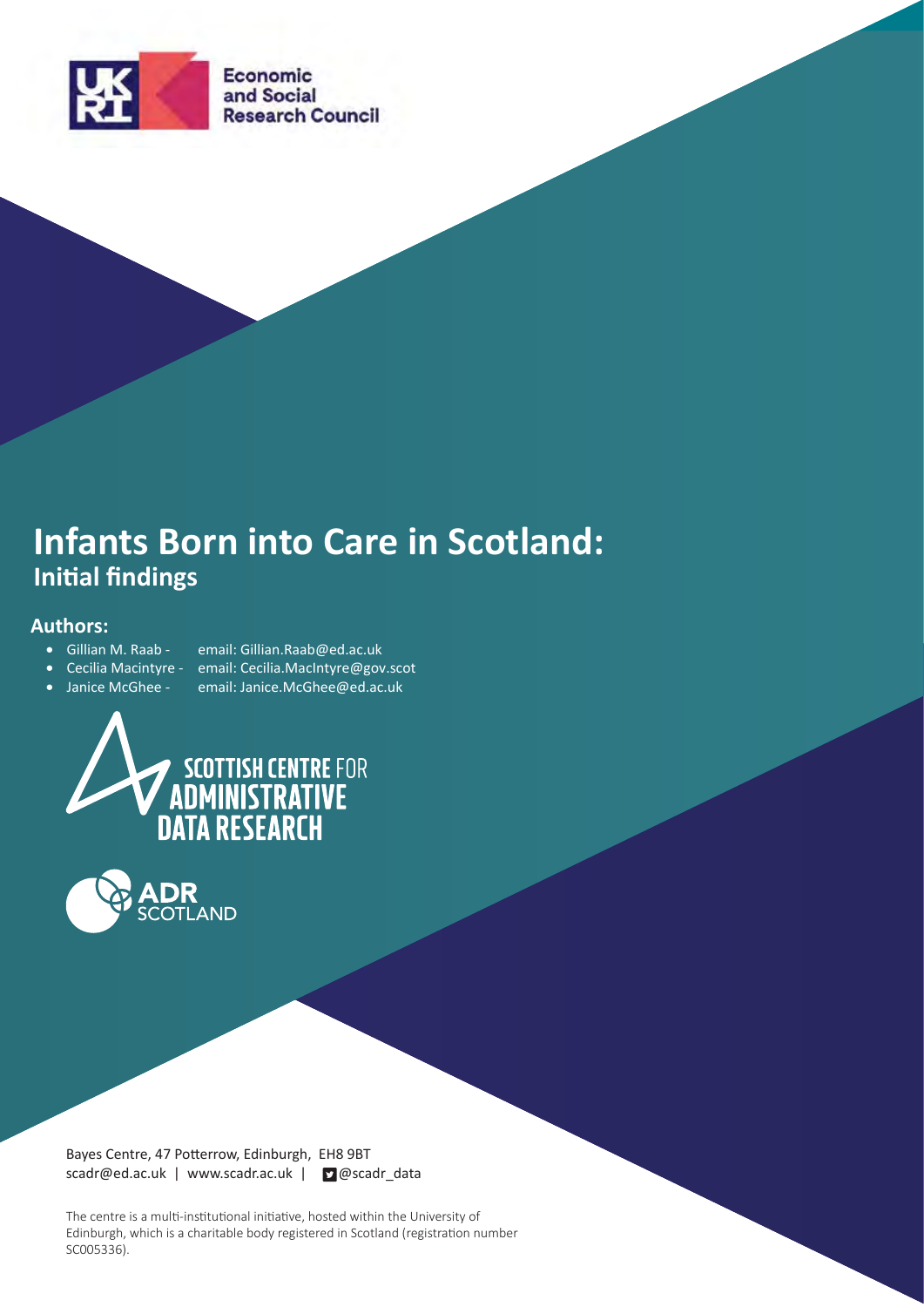Economic and Social Research Council

# Infants Born into Care in Scotland:

## Initial findings

### Authors:

- Gillian M. Raab - email: Gillian.Raab@ed.ac.uk
- Cecilia Macintyre - email: Cecilia.MacIntyre@gov.scot
- Janice McGhee - email: Janice.McGhee@ed.ac.uk

SCOTTISH CENTRE FOR ADMINISTRATIVE DATA RESEARCH

ADR SCOTLAND

Bayes Centre, 47 Potterrow, Edinburgh, EH8 9BT
scadr@ed.ac.uk | www.scadr.ac.uk | @scadr_data

The centre is a multi-institutional initiative, hosted within the University of Edinburgh, which is a charitable body registered in Scotland (registration number SC005336).